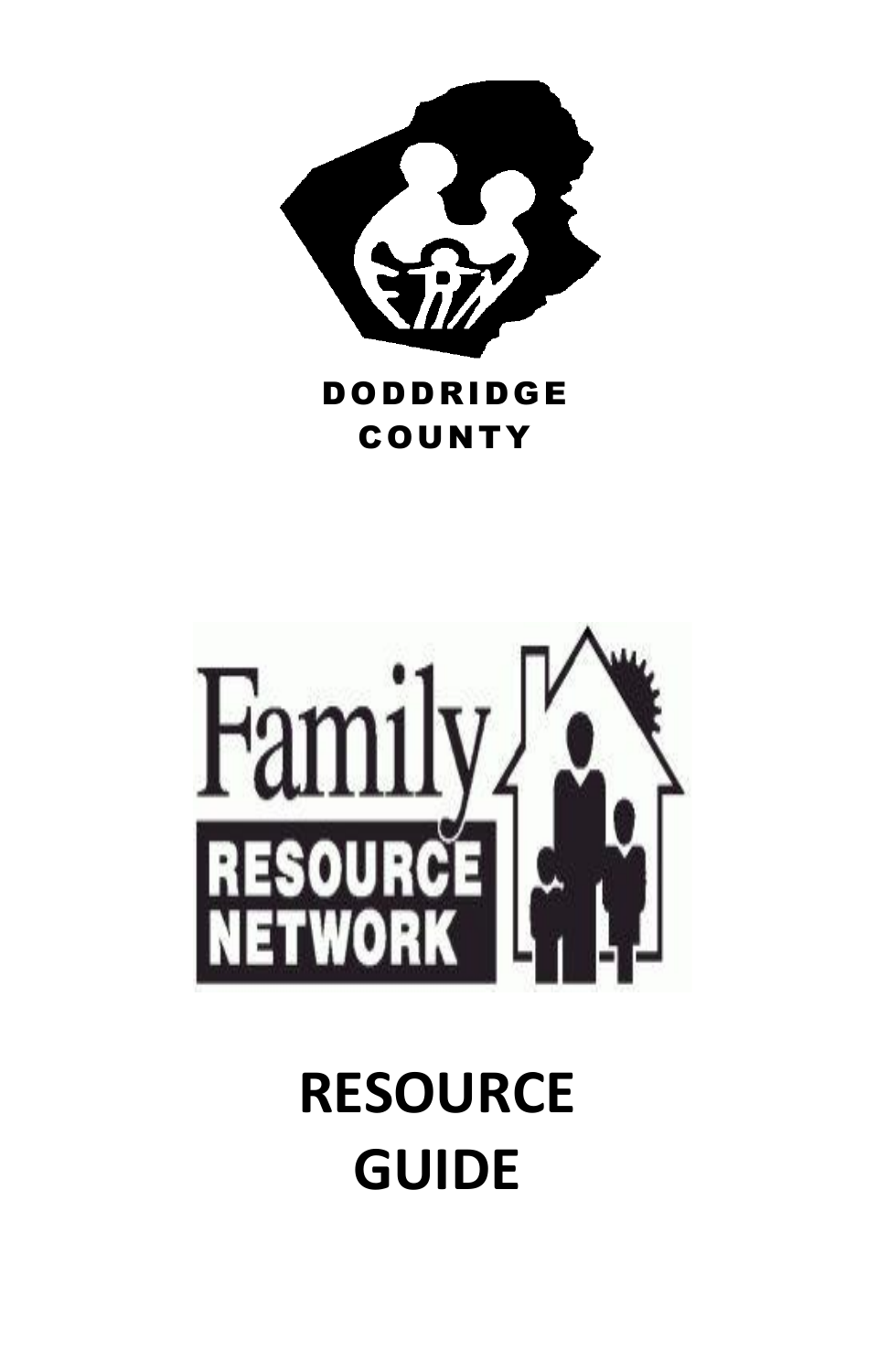DODDRIDGE COUNTY

Family RESOURCE NETWORK

# RESOURCE GUIDE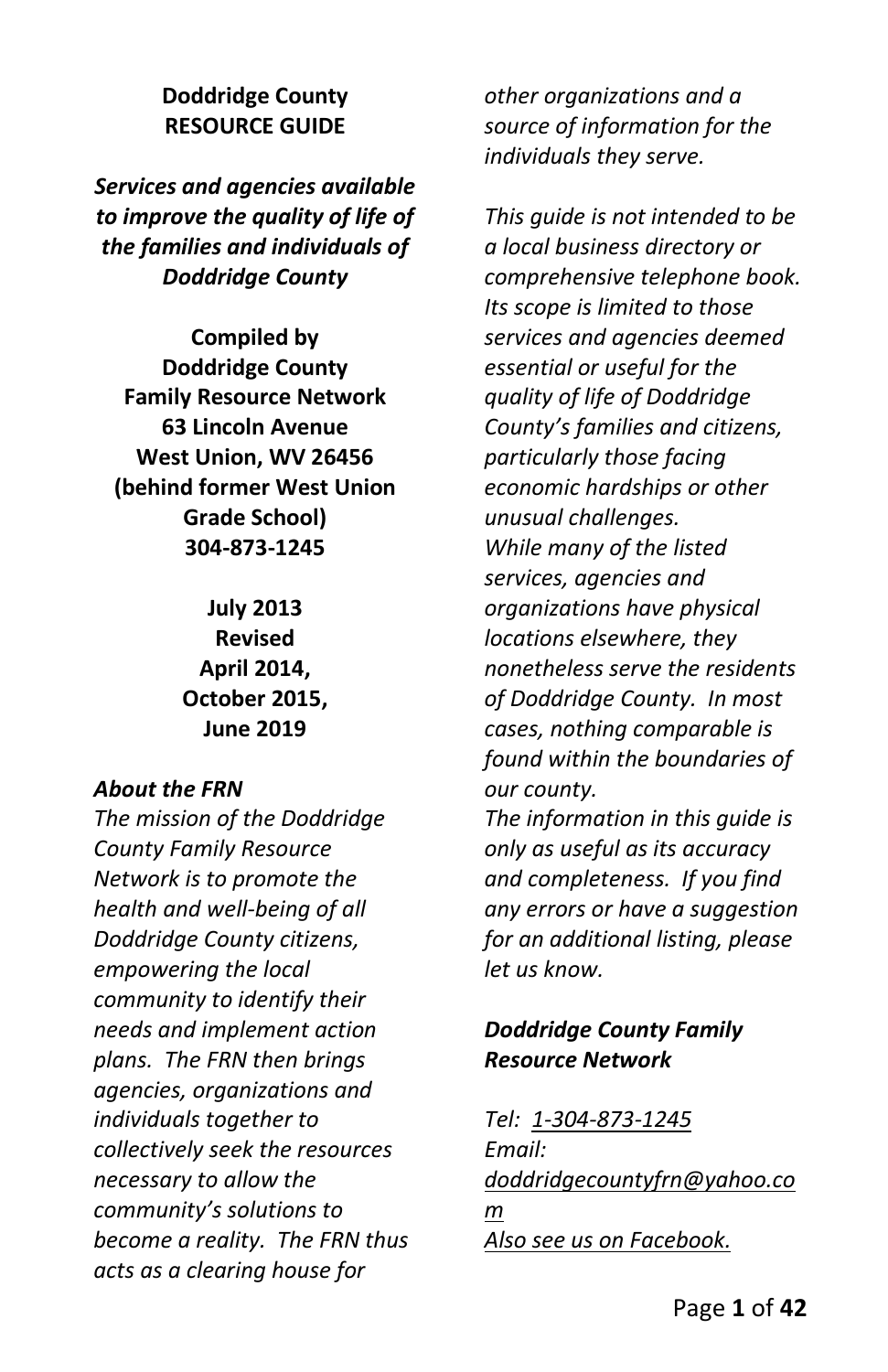**Doddridge County**
**RESOURCE GUIDE**

***Services and agencies available to improve the quality of life of the families and individuals of Doddridge County***

**Compiled by**
**Doddridge County**
**Family Resource Network**
**63 Lincoln Avenue**
**West Union, WV 26456**
**(behind former West Union Grade School)**
**304-873-1245**

**July 2013**
**Revised**
**April 2014,**
**October 2015,**
**June 2019**

***About the FRN***

*The mission of the Doddridge County Family Resource Network is to promote the health and well-being of all Doddridge County citizens, empowering the local community to identify their needs and implement action plans. The FRN then brings agencies, organizations and individuals together to collectively seek the resources necessary to allow the community's solutions to become a reality. The FRN thus acts as a clearing house for other organizations and a source of information for the individuals they serve.*

*This guide is not intended to be a local business directory or comprehensive telephone book. Its scope is limited to those services and agencies deemed essential or useful for the quality of life of Doddridge County's families and citizens, particularly those facing economic hardships or other unusual challenges.*

*While many of the listed services, agencies and organizations have physical locations elsewhere, they nonetheless serve the residents of Doddridge County. In most cases, nothing comparable is found within the boundaries of our county.*

*The information in this guide is only as useful as its accuracy and completeness. If you find any errors or have a suggestion for an additional listing, please let us know.*

***Doddridge County Family Resource Network***

*Tel: 1-304-873-1245*
*Email: doddridgecountyfrn@yahoo.com*
*Also see us on Facebook.*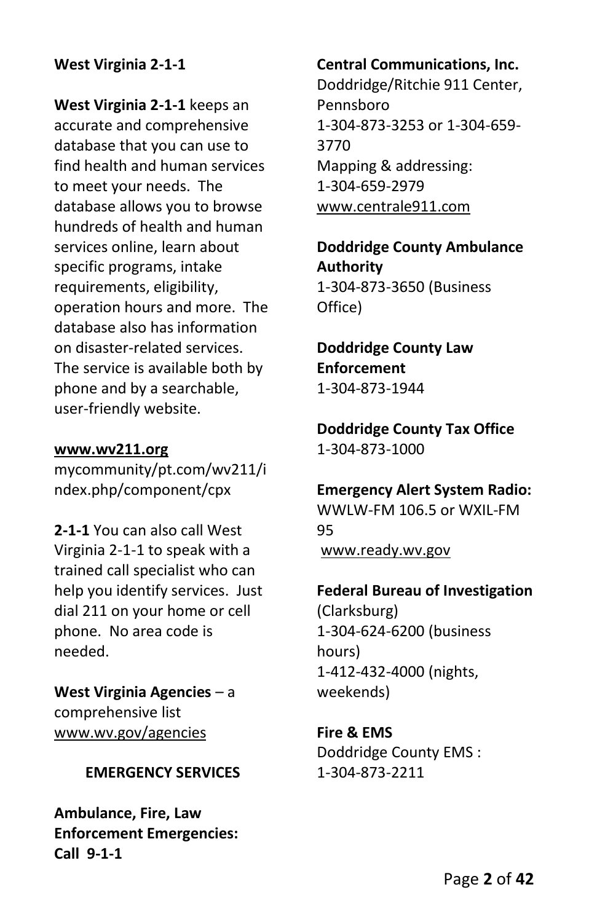**West Virginia 2-1-1**

**West Virginia 2-1-1** keeps an accurate and comprehensive database that you can use to find health and human services to meet your needs. The database allows you to browse hundreds of health and human services online, learn about specific programs, intake requirements, eligibility, operation hours and more. The database also has information on disaster-related services. The service is available both by phone and by a searchable, user-friendly website.

**www.wv211.org**
mycommunity/pt.com/wv211/index.php/component/cpx

**2-1-1** You can also call West Virginia 2-1-1 to speak with a trained call specialist who can help you identify services. Just dial 211 on your home or cell phone. No area code is needed.

**West Virginia Agencies** – a comprehensive list
www.wv.gov/agencies

## EMERGENCY SERVICES

**Ambulance, Fire, Law Enforcement Emergencies: Call 9-1-1**

**Central Communications, Inc.**
Doddridge/Ritchie 911 Center, Pennsboro
1-304-873-3253 or 1-304-659-3770
Mapping & addressing:
1-304-659-2979
www.centrale911.com

**Doddridge County Ambulance Authority**
1-304-873-3650 (Business Office)

**Doddridge County Law Enforcement**
1-304-873-1944

**Doddridge County Tax Office**
1-304-873-1000

**Emergency Alert System Radio:**
WWLW-FM 106.5 or WXIL-FM 95
www.ready.wv.gov

**Federal Bureau of Investigation**
(Clarksburg)
1-304-624-6200 (business hours)
1-412-432-4000 (nights, weekends)

**Fire & EMS**
Doddridge County EMS :
1-304-873-2211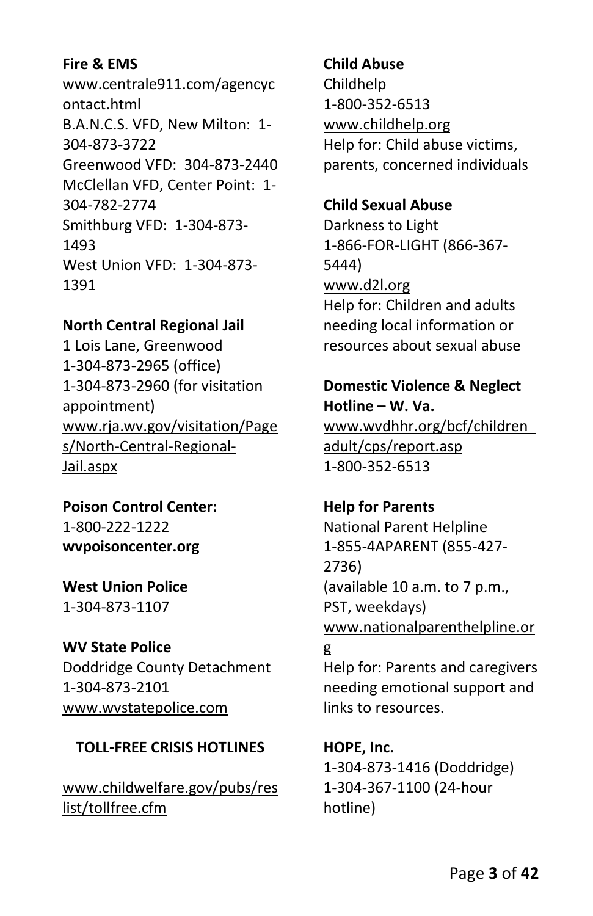**Fire & EMS**

www.centrale911.com/agencycontact.html

B.A.N.C.S. VFD, New Milton: 1-304-873-3722

Greenwood VFD: 304-873-2440

McClellan VFD, Center Point: 1-304-782-2774

Smithburg VFD: 1-304-873-1493

West Union VFD: 1-304-873-1391

**North Central Regional Jail**

1 Lois Lane, Greenwood

1-304-873-2965 (office)

1-304-873-2960 (for visitation appointment)

www.rja.wv.gov/visitation/Pages/North-Central-Regional-Jail.aspx

**Poison Control Center:**

1-800-222-1222

**wvpoisoncenter.org**

**West Union Police**

1-304-873-1107

**WV State Police**

Doddridge County Detachment

1-304-873-2101

www.wvstatepolice.com

**TOLL-FREE CRISIS HOTLINES**

www.childwelfare.gov/pubs/reslist/tollfree.cfm

**Child Abuse**

Childhelp

1-800-352-6513

www.childhelp.org

Help for: Child abuse victims, parents, concerned individuals

**Child Sexual Abuse**

Darkness to Light

1-866-FOR-LIGHT (866-367-5444)

www.d2l.org

Help for: Children and adults needing local information or resources about sexual abuse

**Domestic Violence & Neglect Hotline – W. Va.**

www.wvdhhr.org/bcf/children_adult/cps/report.asp

1-800-352-6513

**Help for Parents**

National Parent Helpline

1-855-4APARENT (855-427-2736)

(available 10 a.m. to 7 p.m., PST, weekdays)

www.nationalparenthelpline.org

Help for: Parents and caregivers needing emotional support and links to resources.

**HOPE, Inc.**

1-304-873-1416 (Doddridge)

1-304-367-1100 (24-hour hotline)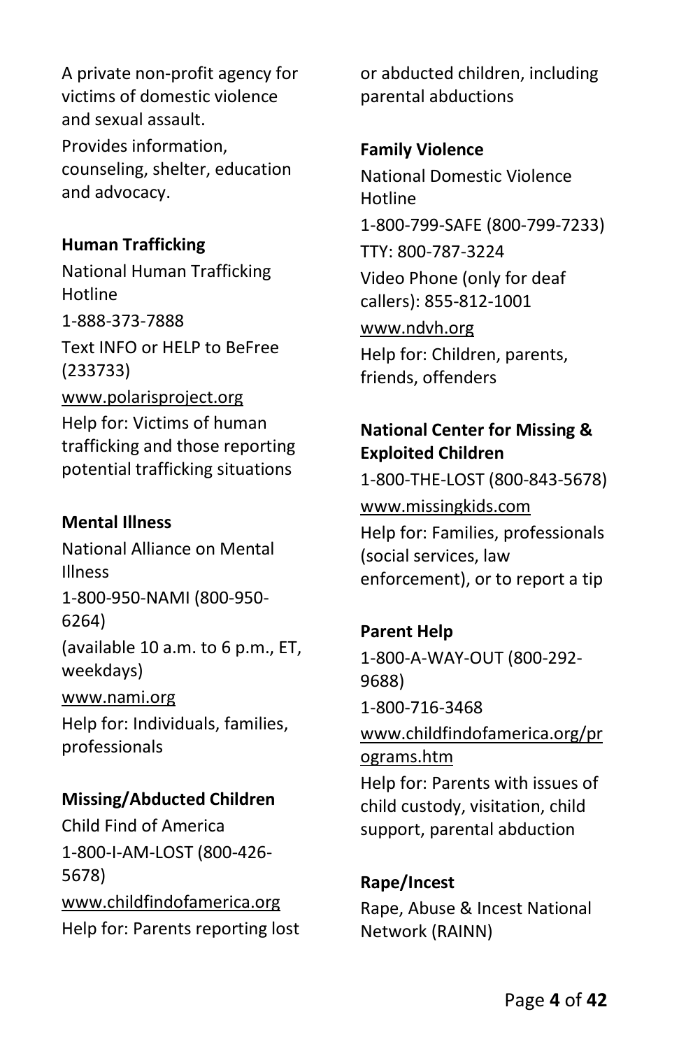A private non-profit agency for victims of domestic violence and sexual assault.

Provides information, counseling, shelter, education and advocacy.

**Human Trafficking**

National Human Trafficking Hotline

1-888-373-7888

Text INFO or HELP to BeFree (233733)

www.polarisproject.org

Help for: Victims of human trafficking and those reporting potential trafficking situations

**Mental Illness**

National Alliance on Mental Illness

1-800-950-NAMI (800-950-6264)

(available 10 a.m. to 6 p.m., ET, weekdays)

www.nami.org

Help for: Individuals, families, professionals

**Missing/Abducted Children**

Child Find of America

1-800-I-AM-LOST (800-426-5678)

www.childfindofamerica.org

Help for: Parents reporting lost or abducted children, including parental abductions

**Family Violence**

National Domestic Violence Hotline

1-800-799-SAFE (800-799-7233)

TTY: 800-787-3224

Video Phone (only for deaf callers): 855-812-1001

www.ndvh.org

Help for: Children, parents, friends, offenders

**National Center for Missing & Exploited Children**

1-800-THE-LOST (800-843-5678)

www.missingkids.com

Help for: Families, professionals (social services, law enforcement), or to report a tip

**Parent Help**

1-800-A-WAY-OUT (800-292-9688)

1-800-716-3468

www.childfindofamerica.org/programs.htm

Help for: Parents with issues of child custody, visitation, child support, parental abduction

**Rape/Incest**

Rape, Abuse & Incest National Network (RAINN)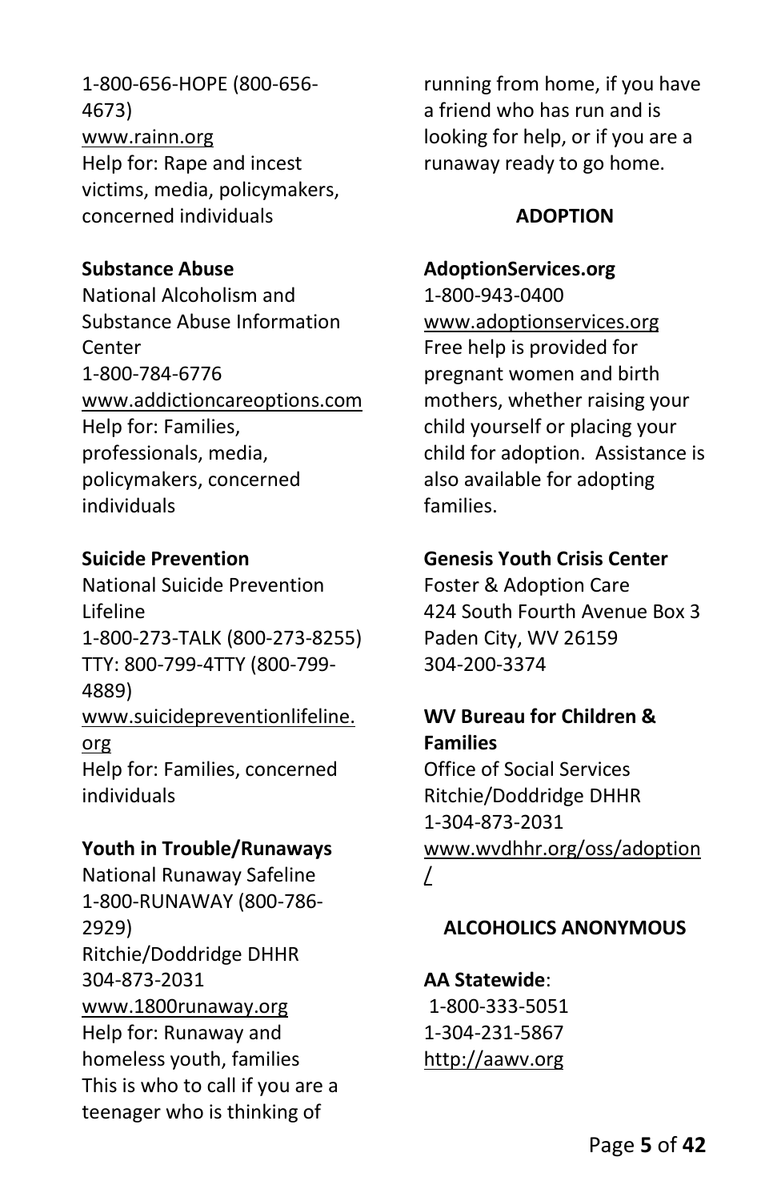1-800-656-HOPE (800-656-4673)
www.rainn.org
Help for: Rape and incest victims, media, policymakers, concerned individuals

**Substance Abuse**
National Alcoholism and Substance Abuse Information Center
1-800-784-6776
www.addictioncareoptions.com
Help for: Families, professionals, media, policymakers, concerned individuals

**Suicide Prevention**
National Suicide Prevention Lifeline
1-800-273-TALK (800-273-8255)
TTY: 800-799-4TTY (800-799-4889)
www.suicidepreventionlifeline.org
Help for: Families, concerned individuals

**Youth in Trouble/Runaways**
National Runaway Safeline
1-800-RUNAWAY (800-786-2929)
Ritchie/Doddridge DHHR
304-873-2031
www.1800runaway.org
Help for: Runaway and homeless youth, families
This is who to call if you are a teenager who is thinking of running from home, if you have a friend who has run and is looking for help, or if you are a runaway ready to go home.

## ADOPTION

**AdoptionServices.org**
1-800-943-0400
www.adoptionservices.org
Free help is provided for pregnant women and birth mothers, whether raising your child yourself or placing your child for adoption. Assistance is also available for adopting families.

**Genesis Youth Crisis Center**
Foster & Adoption Care
424 South Fourth Avenue Box 3
Paden City, WV 26159
304-200-3374

**WV Bureau for Children & Families**
Office of Social Services
Ritchie/Doddridge DHHR
1-304-873-2031
www.wvdhhr.org/oss/adoption/

## ALCOHOLICS ANONYMOUS

**AA Statewide**:
1-800-333-5051
1-304-231-5867
http://aawv.org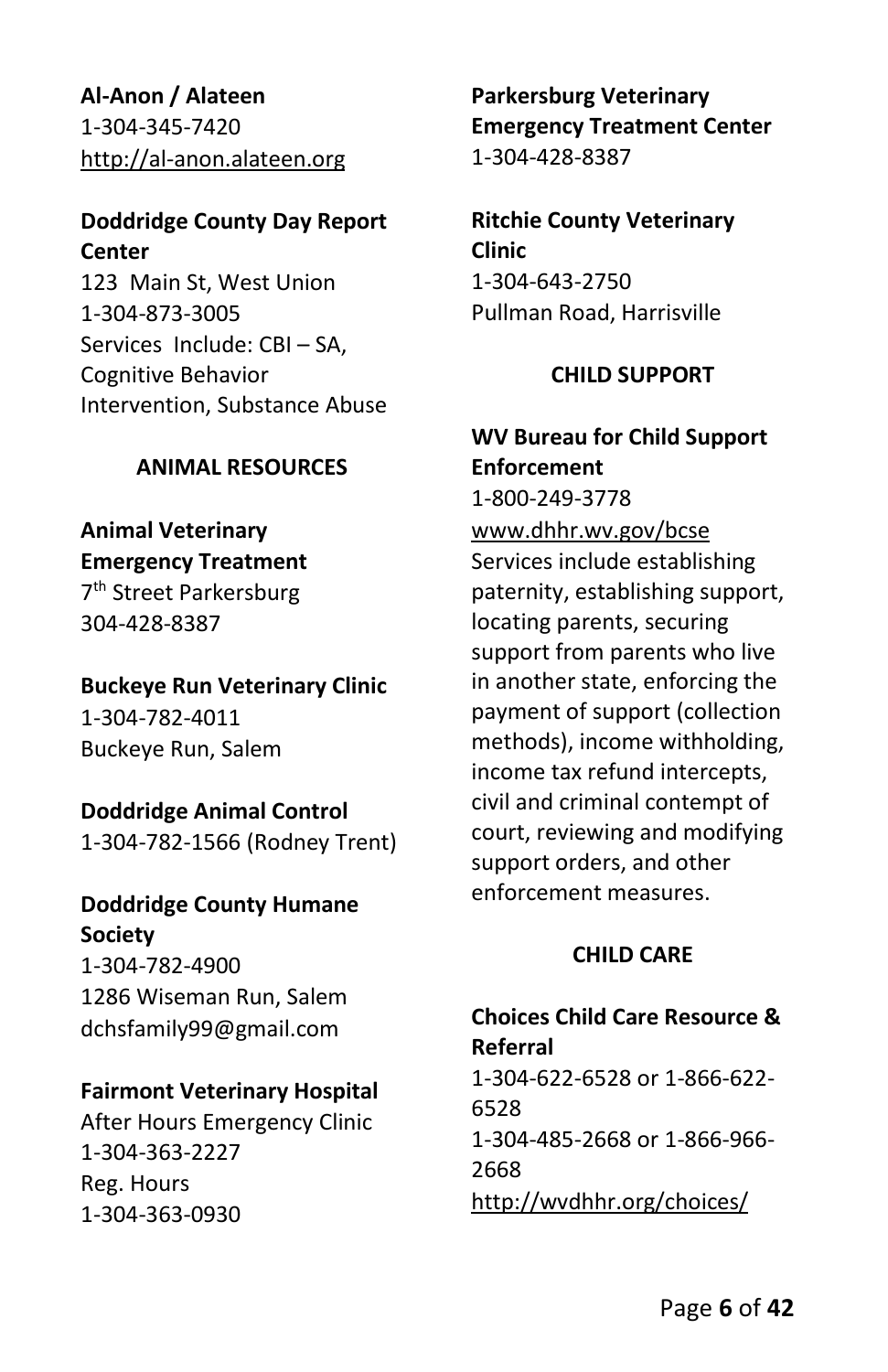**Al-Anon / Alateen**
1-304-345-7420
http://al-anon.alateen.org

**Doddridge County Day Report Center**
123 Main St, West Union
1-304-873-3005
Services Include: CBI – SA, Cognitive Behavior Intervention, Substance Abuse

## ANIMAL RESOURCES

**Animal Veterinary Emergency Treatment**
7th Street Parkersburg
304-428-8387

**Buckeye Run Veterinary Clinic**
1-304-782-4011
Buckeye Run, Salem

**Doddridge Animal Control**
1-304-782-1566 (Rodney Trent)

**Doddridge County Humane Society**
1-304-782-4900
1286 Wiseman Run, Salem
dchsfamily99@gmail.com

**Fairmont Veterinary Hospital**
After Hours Emergency Clinic
1-304-363-2227
Reg. Hours
1-304-363-0930

**Parkersburg Veterinary Emergency Treatment Center**
1-304-428-8387

**Ritchie County Veterinary Clinic**
1-304-643-2750
Pullman Road, Harrisville

## CHILD SUPPORT

**WV Bureau for Child Support Enforcement**
1-800-249-3778
www.dhhr.wv.gov/bcse
Services include establishing paternity, establishing support, locating parents, securing support from parents who live in another state, enforcing the payment of support (collection methods), income withholding, income tax refund intercepts, civil and criminal contempt of court, reviewing and modifying support orders, and other enforcement measures.

## CHILD CARE

**Choices Child Care Resource & Referral**
1-304-622-6528 or 1-866-622-6528
1-304-485-2668 or 1-866-966-2668
http://wvdhhr.org/choices/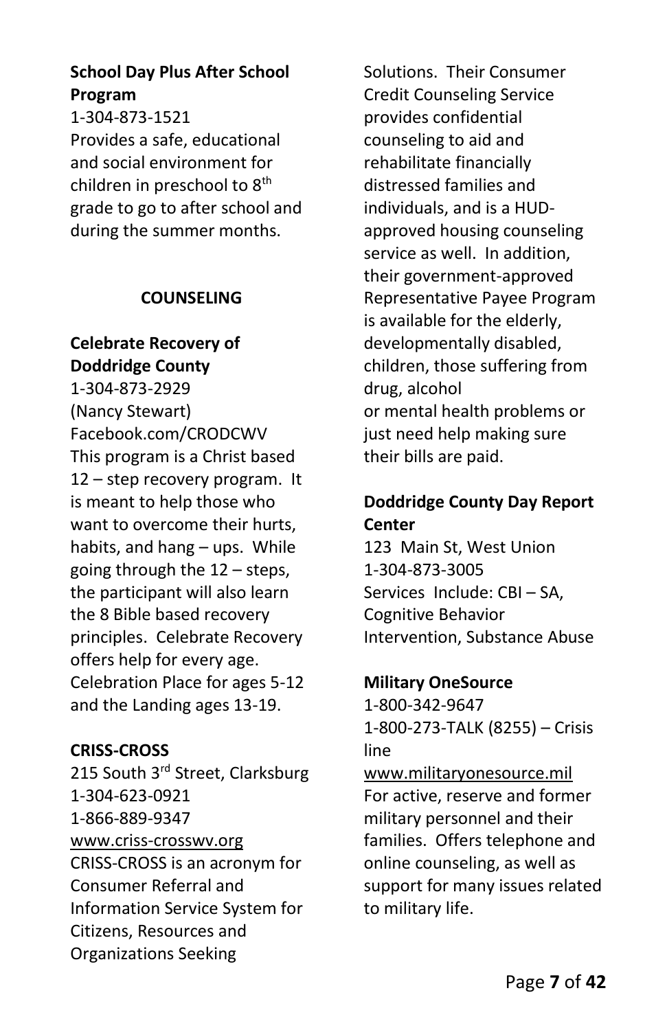**School Day Plus After School Program**

1-304-873-1521

Provides a safe, educational and social environment for children in preschool to 8th grade to go to after school and during the summer months.

## COUNSELING

**Celebrate Recovery of Doddridge County**

1-304-873-2929

(Nancy Stewart)

Facebook.com/CRODCWV

This program is a Christ based 12 – step recovery program. It is meant to help those who want to overcome their hurts, habits, and hang – ups. While going through the 12 – steps, the participant will also learn the 8 Bible based recovery principles. Celebrate Recovery offers help for every age. Celebration Place for ages 5-12 and the Landing ages 13-19.

**CRISS-CROSS**

215 South 3rd Street, Clarksburg

1-304-623-0921

1-866-889-9347

www.criss-crosswv.org

CRISS-CROSS is an acronym for Consumer Referral and Information Service System for Citizens, Resources and Organizations Seeking Solutions. Their Consumer Credit Counseling Service provides confidential counseling to aid and rehabilitate financially distressed families and individuals, and is a HUD-approved housing counseling service as well. In addition, their government-approved Representative Payee Program is available for the elderly, developmentally disabled, children, those suffering from drug, alcohol or mental health problems or just need help making sure their bills are paid.

**Doddridge County Day Report Center**

123 Main St, West Union

1-304-873-3005

Services Include: CBI – SA, Cognitive Behavior Intervention, Substance Abuse

**Military OneSource**

1-800-342-9647

1-800-273-TALK (8255) – Crisis line

www.militaryonesource.mil

For active, reserve and former military personnel and their families. Offers telephone and online counseling, as well as support for many issues related to military life.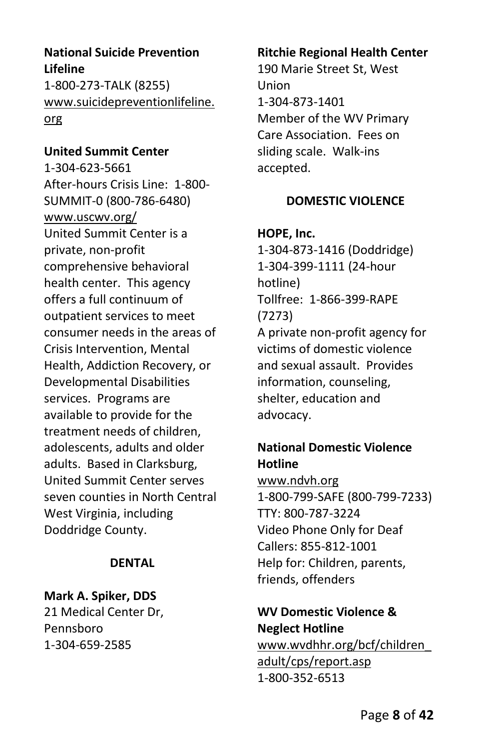**National Suicide Prevention Lifeline**
1-800-273-TALK (8255)
www.suicidepreventionlifeline.org

**United Summit Center**
1-304-623-5661
After-hours Crisis Line: 1-800-SUMMIT-0 (800-786-6480)
www.uscwv.org/
United Summit Center is a private, non-profit comprehensive behavioral health center. This agency offers a full continuum of outpatient services to meet consumer needs in the areas of Crisis Intervention, Mental Health, Addiction Recovery, or Developmental Disabilities services. Programs are available to provide for the treatment needs of children, adolescents, adults and older adults. Based in Clarksburg, United Summit Center serves seven counties in North Central West Virginia, including Doddridge County.

## DENTAL

**Mark A. Spiker, DDS**
21 Medical Center Dr, Pennsboro
1-304-659-2585

**Ritchie Regional Health Center**
190 Marie Street St, West Union
1-304-873-1401
Member of the WV Primary Care Association. Fees on sliding scale. Walk-ins accepted.

## DOMESTIC VIOLENCE

**HOPE, Inc.**
1-304-873-1416 (Doddridge)
1-304-399-1111 (24-hour hotline)
Tollfree: 1-866-399-RAPE (7273)
A private non-profit agency for victims of domestic violence and sexual assault. Provides information, counseling, shelter, education and advocacy.

**National Domestic Violence Hotline**
www.ndvh.org
1-800-799-SAFE (800-799-7233)
TTY: 800-787-3224
Video Phone Only for Deaf Callers: 855-812-1001
Help for: Children, parents, friends, offenders

**WV Domestic Violence & Neglect Hotline**
www.wvdhhr.org/bcf/children_adult/cps/report.asp
1-800-352-6513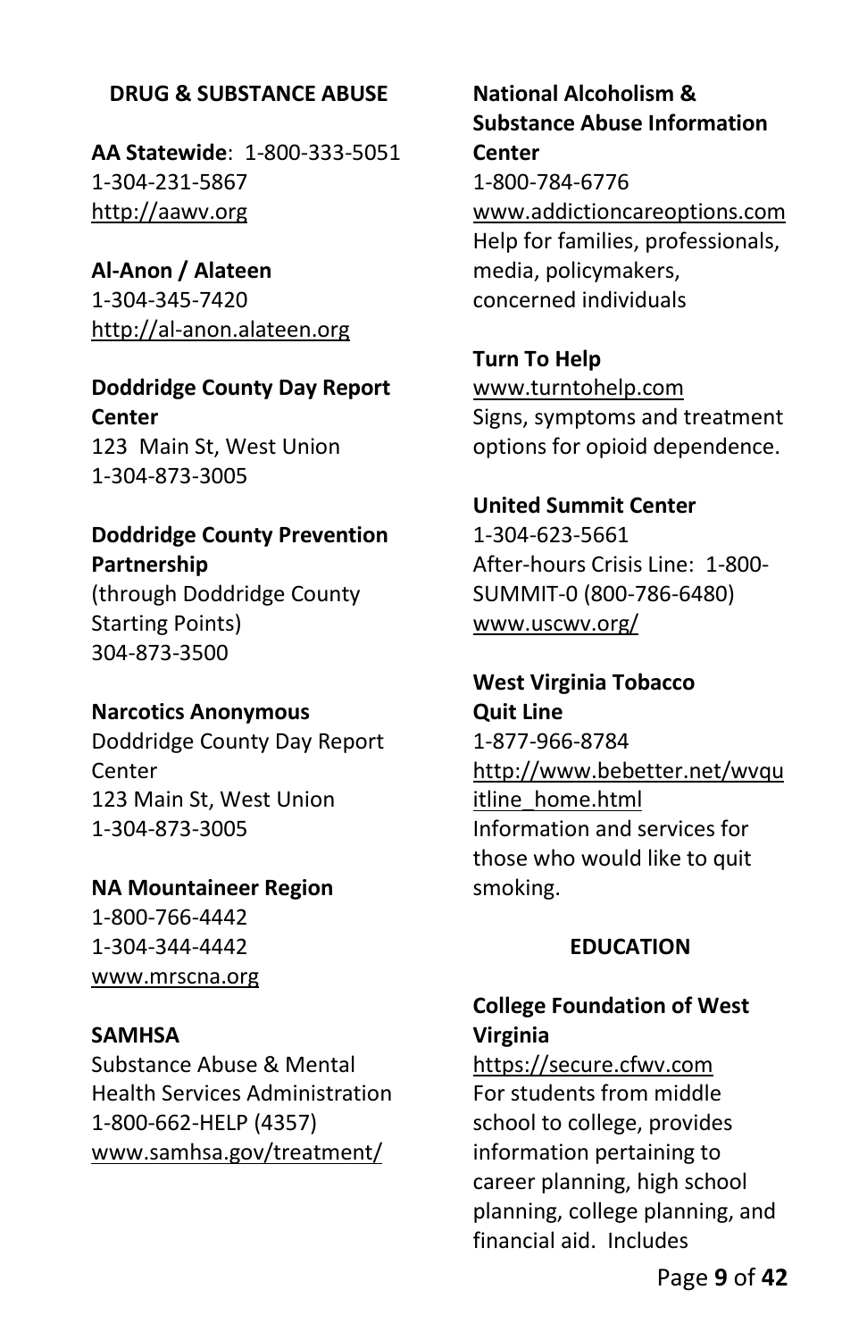## DRUG & SUBSTANCE ABUSE

**AA Statewide**: 1-800-333-5051
1-304-231-5867
http://aawv.org

**Al-Anon / Alateen**
1-304-345-7420
http://al-anon.alateen.org

**Doddridge County Day Report Center**
123 Main St, West Union
1-304-873-3005

**Doddridge County Prevention Partnership**
(through Doddridge County Starting Points)
304-873-3500

**Narcotics Anonymous**
Doddridge County Day Report Center
123 Main St, West Union
1-304-873-3005

**NA Mountaineer Region**
1-800-766-4442
1-304-344-4442
www.mrscna.org

**SAMHSA**
Substance Abuse & Mental Health Services Administration
1-800-662-HELP (4357)
www.samhsa.gov/treatment/

**National Alcoholism & Substance Abuse Information Center**
1-800-784-6776
www.addictioncareoptions.com
Help for families, professionals, media, policymakers, concerned individuals

**Turn To Help**
www.turntohelp.com
Signs, symptoms and treatment options for opioid dependence.

**United Summit Center**
1-304-623-5661
After-hours Crisis Line: 1-800-SUMMIT-0 (800-786-6480)
www.uscwv.org/

**West Virginia Tobacco Quit Line**
1-877-966-8784
http://www.bebetter.net/wvquitline_home.html
Information and services for those who would like to quit smoking.

## EDUCATION

**College Foundation of West Virginia**
https://secure.cfwv.com
For students from middle school to college, provides information pertaining to career planning, high school planning, college planning, and financial aid. Includes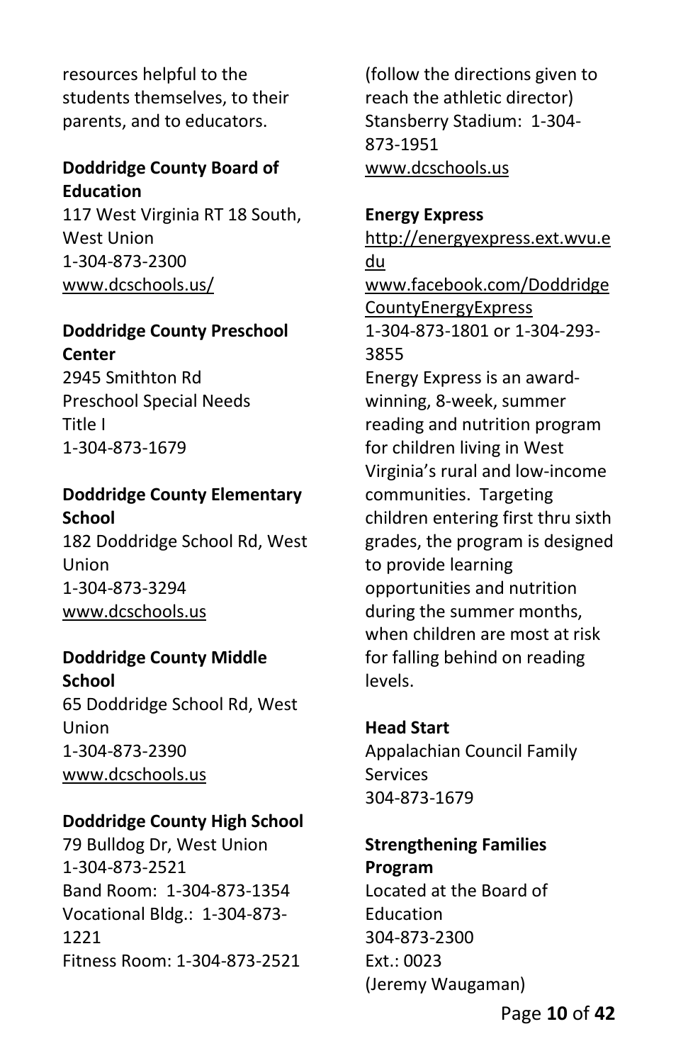resources helpful to the students themselves, to their parents, and to educators.

**Doddridge County Board of Education**
117 West Virginia RT 18 South, West Union
1-304-873-2300
www.dcschools.us/

**Doddridge County Preschool Center**
2945 Smithton Rd
Preschool Special Needs
Title I
1-304-873-1679

**Doddridge County Elementary School**
182 Doddridge School Rd, West Union
1-304-873-3294
www.dcschools.us

**Doddridge County Middle School**
65 Doddridge School Rd, West Union
1-304-873-2390
www.dcschools.us

**Doddridge County High School**
79 Bulldog Dr, West Union
1-304-873-2521
Band Room: 1-304-873-1354
Vocational Bldg.: 1-304-873-1221
Fitness Room: 1-304-873-2521
(follow the directions given to reach the athletic director)
Stansberry Stadium: 1-304-873-1951
www.dcschools.us

**Energy Express**
http://energyexpress.ext.wvu.edu
www.facebook.com/DoddridgeCountyEnergyExpress
1-304-873-1801 or 1-304-293-3855
Energy Express is an award-winning, 8-week, summer reading and nutrition program for children living in West Virginia's rural and low-income communities. Targeting children entering first thru sixth grades, the program is designed to provide learning opportunities and nutrition during the summer months, when children are most at risk for falling behind on reading levels.

**Head Start**
Appalachian Council Family Services
304-873-1679

**Strengthening Families Program**
Located at the Board of Education
304-873-2300
Ext.: 0023
(Jeremy Waugaman)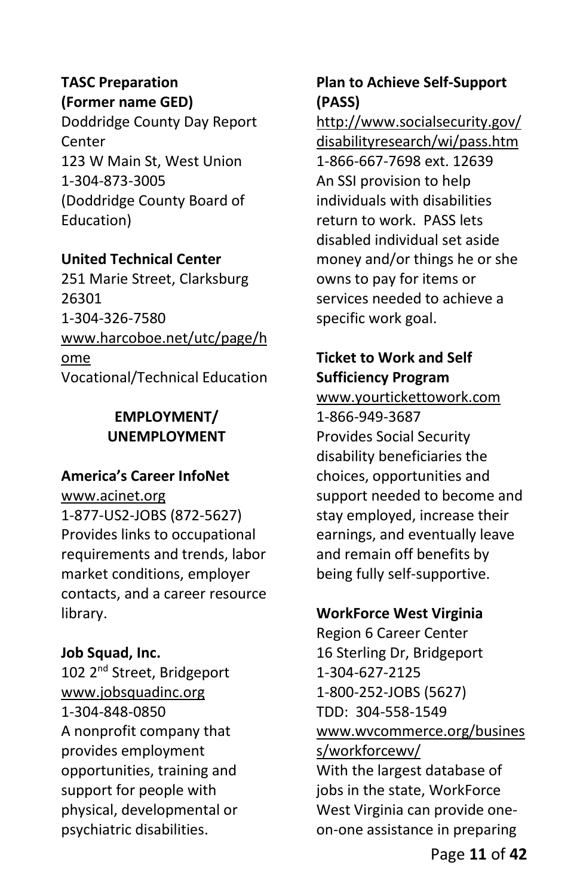**TASC Preparation (Former name GED)**
Doddridge County Day Report Center
123 W Main St, West Union
1-304-873-3005
(Doddridge County Board of Education)

**United Technical Center**
251 Marie Street, Clarksburg 26301
1-304-326-7580
www.harcoboe.net/utc/page/home
Vocational/Technical Education

## EMPLOYMENT/ UNEMPLOYMENT

**America's Career InfoNet**
www.acinet.org
1-877-US2-JOBS (872-5627)
Provides links to occupational requirements and trends, labor market conditions, employer contacts, and a career resource library.

**Job Squad, Inc.**
102 2nd Street, Bridgeport
www.jobsquadinc.org
1-304-848-0850
A nonprofit company that provides employment opportunities, training and support for people with physical, developmental or psychiatric disabilities.

**Plan to Achieve Self-Support (PASS)**
http://www.socialsecurity.gov/disabilityresearch/wi/pass.htm
1-866-667-7698 ext. 12639
An SSI provision to help individuals with disabilities return to work. PASS lets disabled individual set aside money and/or things he or she owns to pay for items or services needed to achieve a specific work goal.

**Ticket to Work and Self Sufficiency Program**
www.yourtickettowork.com
1-866-949-3687
Provides Social Security disability beneficiaries the choices, opportunities and support needed to become and stay employed, increase their earnings, and eventually leave and remain off benefits by being fully self-supportive.

**WorkForce West Virginia**
Region 6 Career Center
16 Sterling Dr, Bridgeport
1-304-627-2125
1-800-252-JOBS (5627)
TDD: 304-558-1549
www.wvcommerce.org/business/workforcewv/
With the largest database of jobs in the state, WorkForce West Virginia can provide one-on-one assistance in preparing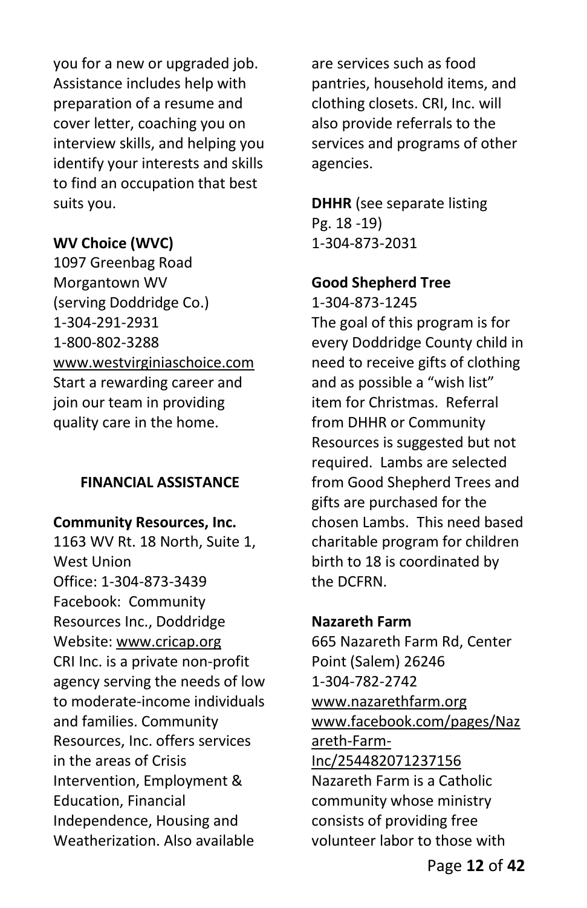you for a new or upgraded job. Assistance includes help with preparation of a resume and cover letter, coaching you on interview skills, and helping you identify your interests and skills to find an occupation that best suits you.

**WV Choice (WVC)**
1097 Greenbag Road
Morgantown WV
(serving Doddridge Co.)
1-304-291-2931
1-800-802-3288
www.westvirginiaschoice.com
Start a rewarding career and join our team in providing quality care in the home.

## FINANCIAL ASSISTANCE

**Community Resources, Inc.**
1163 WV Rt. 18 North, Suite 1, West Union
Office: 1-304-873-3439
Facebook: Community Resources Inc., Doddridge
Website: www.cricap.org
CRI Inc. is a private non-profit agency serving the needs of low to moderate-income individuals and families. Community Resources, Inc. offers services in the areas of Crisis Intervention, Employment & Education, Financial Independence, Housing and Weatherization. Also available are services such as food pantries, household items, and clothing closets. CRI, Inc. will also provide referrals to the services and programs of other agencies.

**DHHR** (see separate listing Pg. 18 -19)
1-304-873-2031

**Good Shepherd Tree**
1-304-873-1245
The goal of this program is for every Doddridge County child in need to receive gifts of clothing and as possible a "wish list" item for Christmas. Referral from DHHR or Community Resources is suggested but not required. Lambs are selected from Good Shepherd Trees and gifts are purchased for the chosen Lambs. This need based charitable program for children birth to 18 is coordinated by the DCFRN.

**Nazareth Farm**
665 Nazareth Farm Rd, Center Point (Salem) 26246
1-304-782-2742
www.nazarethfarm.org
www.facebook.com/pages/Nazareth-Farm-Inc/254482071237156
Nazareth Farm is a Catholic community whose ministry consists of providing free volunteer labor to those with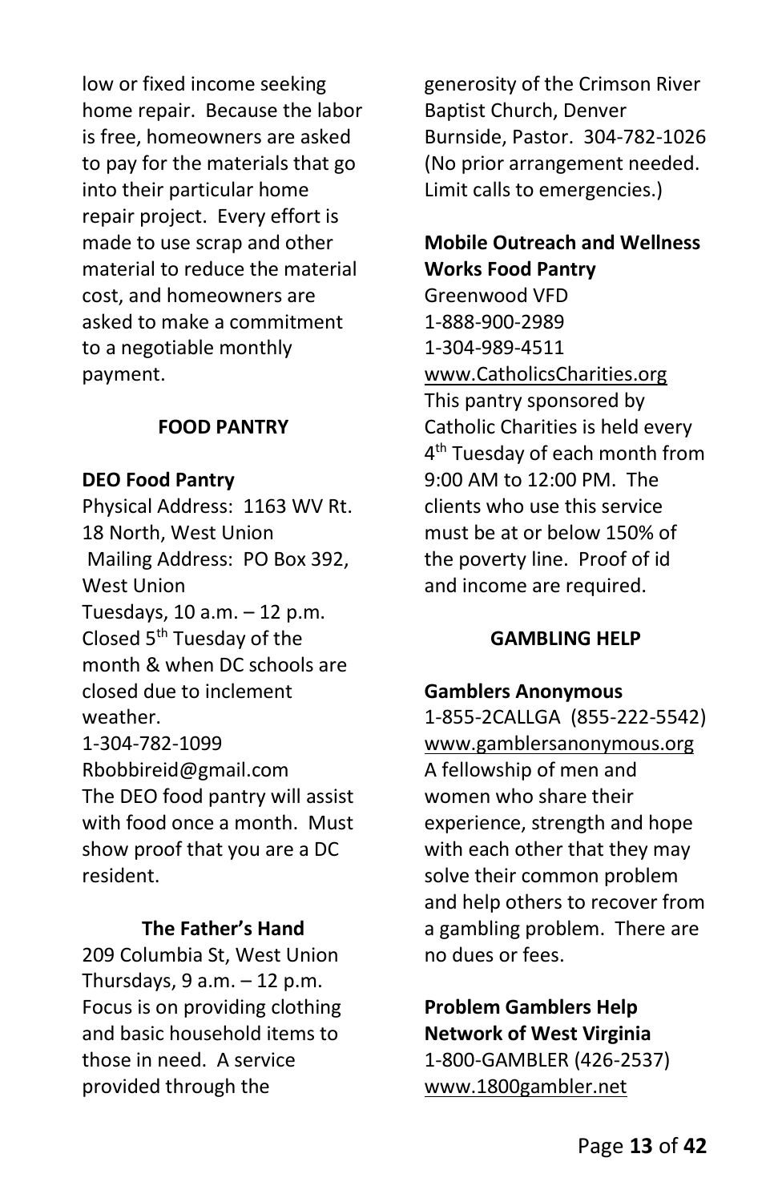low or fixed income seeking home repair. Because the labor is free, homeowners are asked to pay for the materials that go into their particular home repair project. Every effort is made to use scrap and other material to reduce the material cost, and homeowners are asked to make a commitment to a negotiable monthly payment.

## FOOD PANTRY

**DEO Food Pantry**
Physical Address: 1163 WV Rt. 18 North, West Union
Mailing Address: PO Box 392, West Union
Tuesdays, 10 a.m. – 12 p.m.
Closed 5th Tuesday of the month & when DC schools are closed due to inclement weather.
1-304-782-1099
Rbobbireid@gmail.com
The DEO food pantry will assist with food once a month. Must show proof that you are a DC resident.

**The Father's Hand**
209 Columbia St, West Union
Thursdays, 9 a.m. – 12 p.m.
Focus is on providing clothing and basic household items to those in need. A service provided through the generosity of the Crimson River Baptist Church, Denver Burnside, Pastor. 304-782-1026 (No prior arrangement needed. Limit calls to emergencies.)

**Mobile Outreach and Wellness Works Food Pantry**
Greenwood VFD
1-888-900-2989
1-304-989-4511
www.CatholicsCharities.org
This pantry sponsored by Catholic Charities is held every 4th Tuesday of each month from 9:00 AM to 12:00 PM. The clients who use this service must be at or below 150% of the poverty line. Proof of id and income are required.

## GAMBLING HELP

**Gamblers Anonymous**
1-855-2CALLGA (855-222-5542)
www.gamblersanonymous.org
A fellowship of men and women who share their experience, strength and hope with each other that they may solve their common problem and help others to recover from a gambling problem. There are no dues or fees.

**Problem Gamblers Help Network of West Virginia**
1-800-GAMBLER (426-2537)
www.1800gambler.net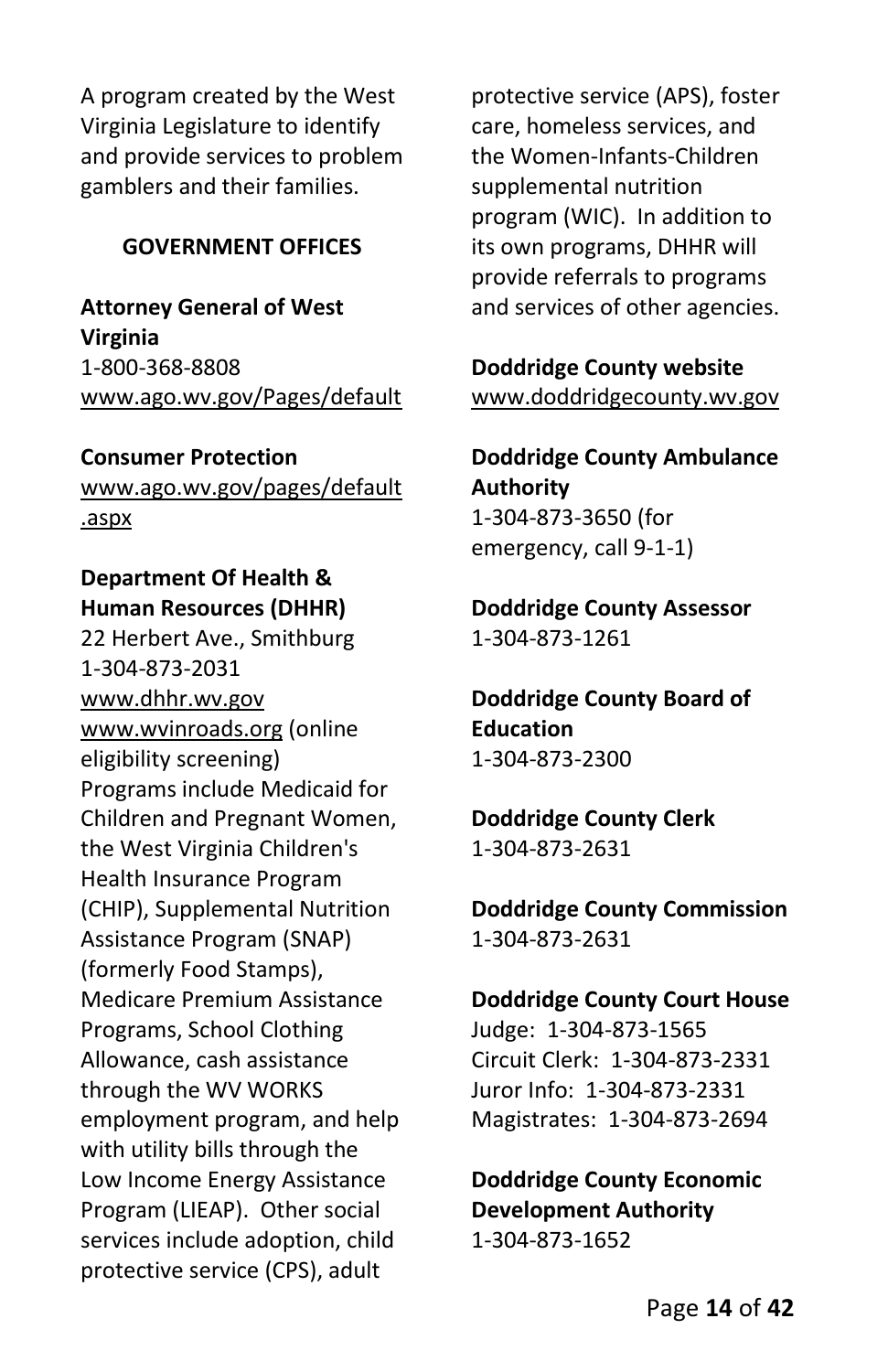A program created by the West Virginia Legislature to identify and provide services to problem gamblers and their families.

## GOVERNMENT OFFICES

**Attorney General of West Virginia**
1-800-368-8808
www.ago.wv.gov/Pages/default

**Consumer Protection**
www.ago.wv.gov/pages/default.aspx

**Department Of Health & Human Resources (DHHR)**
22 Herbert Ave., Smithburg
1-304-873-2031
www.dhhr.wv.gov
www.wvinroads.org (online eligibility screening)
Programs include Medicaid for Children and Pregnant Women, the West Virginia Children's Health Insurance Program (CHIP), Supplemental Nutrition Assistance Program (SNAP) (formerly Food Stamps), Medicare Premium Assistance Programs, School Clothing Allowance, cash assistance through the WV WORKS employment program, and help with utility bills through the Low Income Energy Assistance Program (LIEAP). Other social services include adoption, child protective service (CPS), adult protective service (APS), foster care, homeless services, and the Women-Infants-Children supplemental nutrition program (WIC). In addition to its own programs, DHHR will provide referrals to programs and services of other agencies.

**Doddridge County website**
www.doddridgecounty.wv.gov

**Doddridge County Ambulance Authority**
1-304-873-3650 (for emergency, call 9-1-1)

**Doddridge County Assessor**
1-304-873-1261

**Doddridge County Board of Education**
1-304-873-2300

**Doddridge County Clerk**
1-304-873-2631

**Doddridge County Commission**
1-304-873-2631

**Doddridge County Court House**
Judge: 1-304-873-1565
Circuit Clerk: 1-304-873-2331
Juror Info: 1-304-873-2331
Magistrates: 1-304-873-2694

**Doddridge County Economic Development Authority**
1-304-873-1652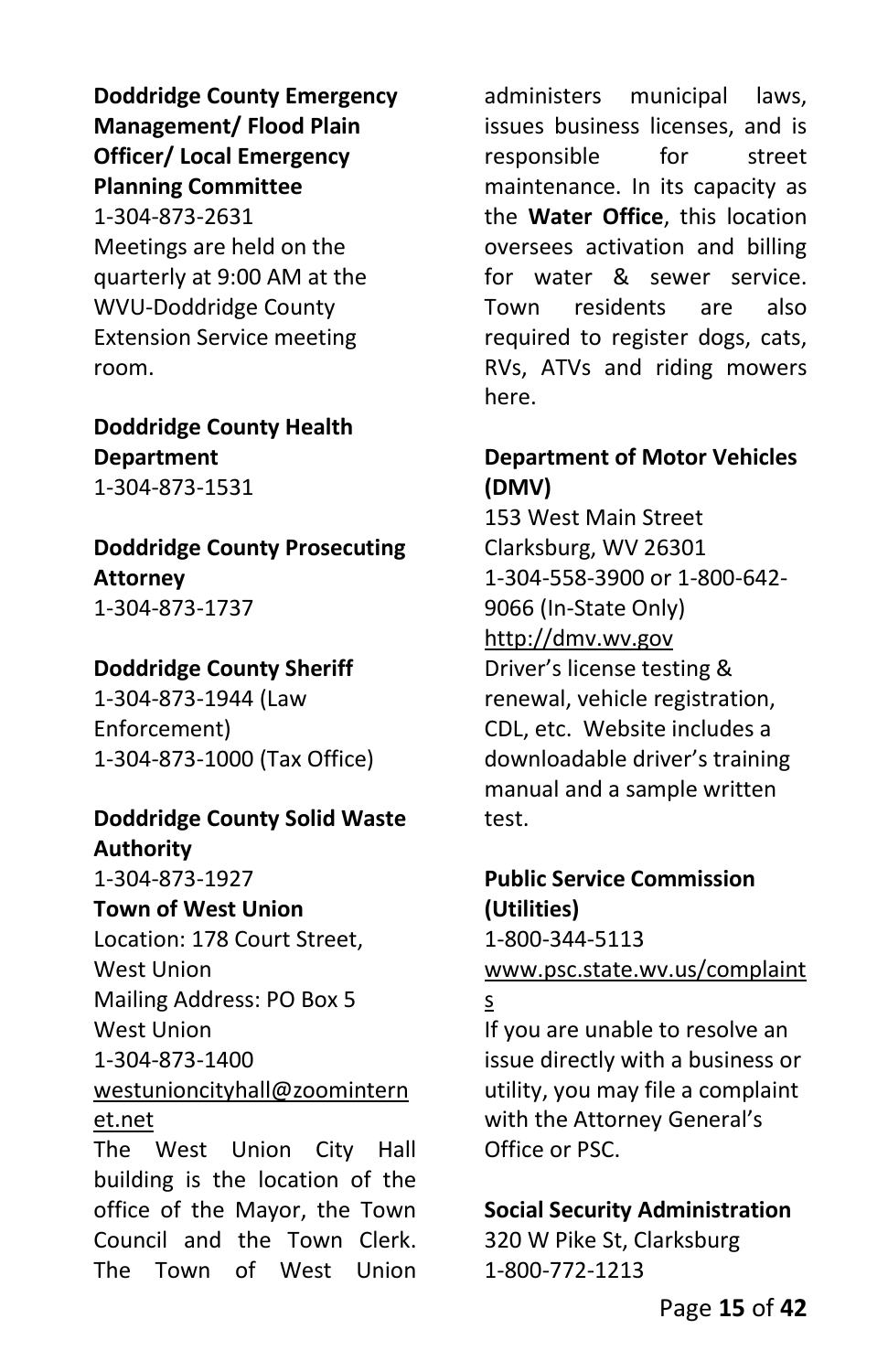**Doddridge County Emergency Management/ Flood Plain Officer/ Local Emergency Planning Committee**
1-304-873-2631
Meetings are held on the quarterly at 9:00 AM at the WVU-Doddridge County Extension Service meeting room.

**Doddridge County Health Department**
1-304-873-1531

**Doddridge County Prosecuting Attorney**
1-304-873-1737

**Doddridge County Sheriff**
1-304-873-1944 (Law Enforcement)
1-304-873-1000 (Tax Office)

**Doddridge County Solid Waste Authority**
1-304-873-1927

**Town of West Union**
Location: 178 Court Street, West Union
Mailing Address: PO Box 5 West Union
1-304-873-1400
westunioncityhall@zoominternet.net
The West Union City Hall building is the location of the office of the Mayor, the Town Council and the Town Clerk. The Town of West Union administers municipal laws, issues business licenses, and is responsible for street maintenance. In its capacity as the **Water Office**, this location oversees activation and billing for water & sewer service. Town residents are also required to register dogs, cats, RVs, ATVs and riding mowers here.

**Department of Motor Vehicles (DMV)**
153 West Main Street
Clarksburg, WV 26301
1-304-558-3900 or 1-800-642-9066 (In-State Only)
http://dmv.wv.gov
Driver's license testing & renewal, vehicle registration, CDL, etc. Website includes a downloadable driver's training manual and a sample written test.

**Public Service Commission (Utilities)**
1-800-344-5113
www.psc.state.wv.us/complaints
If you are unable to resolve an issue directly with a business or utility, you may file a complaint with the Attorney General's Office or PSC.

**Social Security Administration**
320 W Pike St, Clarksburg
1-800-772-1213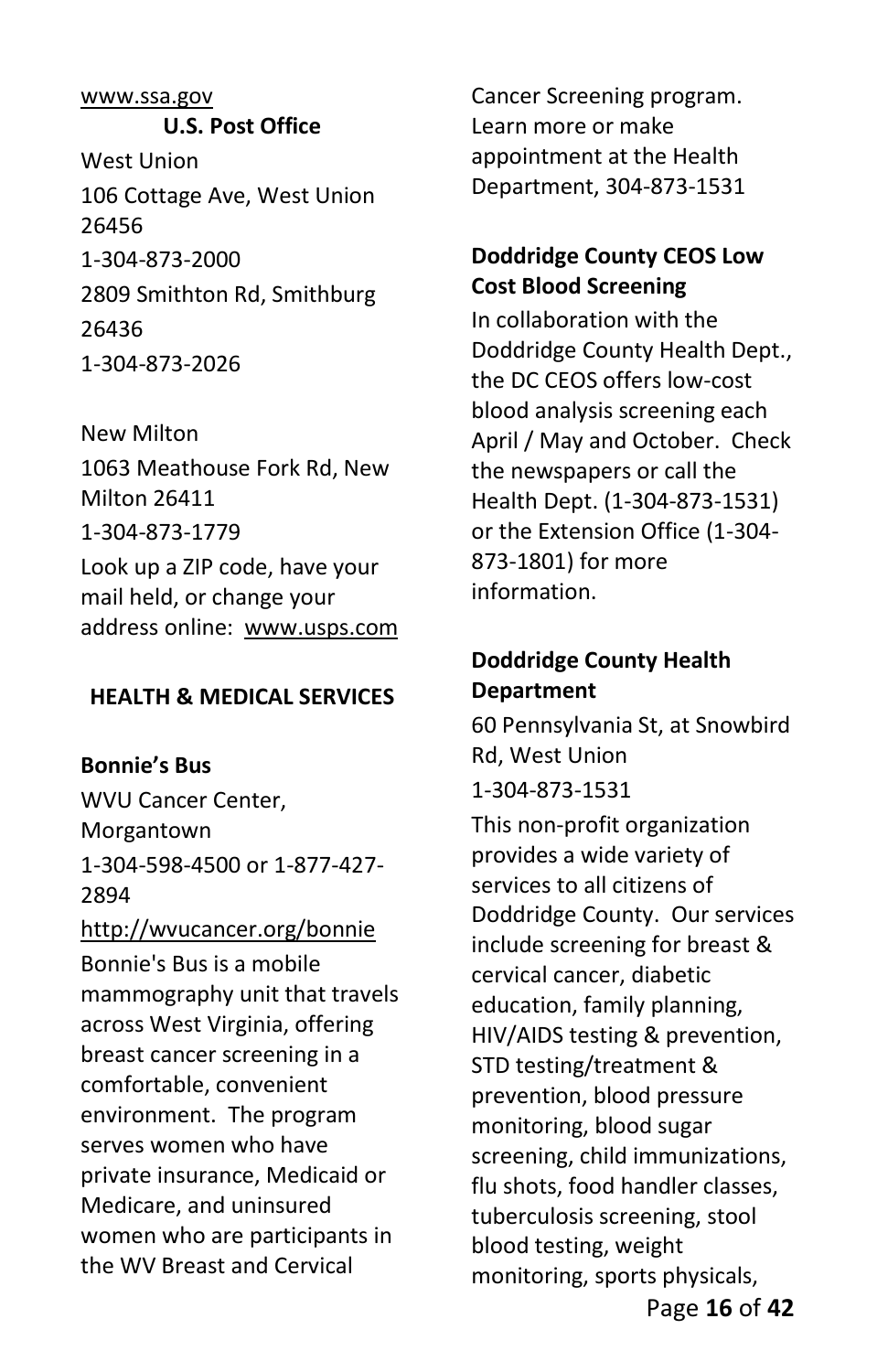www.ssa.gov

**U.S. Post Office**

West Union

106 Cottage Ave, West Union 26456

1-304-873-2000

2809 Smithton Rd, Smithburg 26436

1-304-873-2026

New Milton

1063 Meathouse Fork Rd, New Milton 26411

1-304-873-1779

Look up a ZIP code, have your mail held, or change your address online: www.usps.com

## HEALTH & MEDICAL SERVICES

**Bonnie's Bus**

WVU Cancer Center, Morgantown

1-304-598-4500 or 1-877-427-2894

http://wvucancer.org/bonnie

Bonnie's Bus is a mobile mammography unit that travels across West Virginia, offering breast cancer screening in a comfortable, convenient environment. The program serves women who have private insurance, Medicaid or Medicare, and uninsured women who are participants in the WV Breast and Cervical Cancer Screening program. Learn more or make appointment at the Health Department, 304-873-1531

**Doddridge County CEOS Low Cost Blood Screening**

In collaboration with the Doddridge County Health Dept., the DC CEOS offers low-cost blood analysis screening each April / May and October. Check the newspapers or call the Health Dept. (1-304-873-1531) or the Extension Office (1-304-873-1801) for more information.

**Doddridge County Health Department**

60 Pennsylvania St, at Snowbird Rd, West Union

1-304-873-1531

This non-profit organization provides a wide variety of services to all citizens of Doddridge County. Our services include screening for breast & cervical cancer, diabetic education, family planning, HIV/AIDS testing & prevention, STD testing/treatment & prevention, blood pressure monitoring, blood sugar screening, child immunizations, flu shots, food handler classes, tuberculosis screening, stool blood testing, weight monitoring, sports physicals,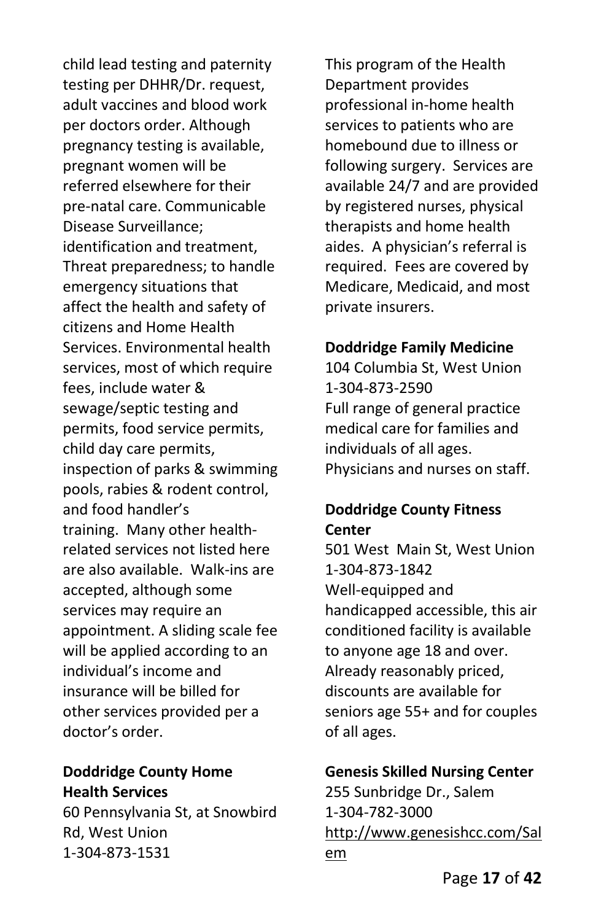child lead testing and paternity testing per DHHR/Dr. request, adult vaccines and blood work per doctors order. Although pregnancy testing is available, pregnant women will be referred elsewhere for their pre-natal care. Communicable Disease Surveillance; identification and treatment, Threat preparedness; to handle emergency situations that affect the health and safety of citizens and Home Health Services. Environmental health services, most of which require fees, include water & sewage/septic testing and permits, food service permits, child day care permits, inspection of parks & swimming pools, rabies & rodent control, and food handler's training. Many other health-related services not listed here are also available. Walk-ins are accepted, although some services may require an appointment. A sliding scale fee will be applied according to an individual's income and insurance will be billed for other services provided per a doctor's order.

**Doddridge County Home Health Services**
60 Pennsylvania St, at Snowbird Rd, West Union
1-304-873-1531
This program of the Health Department provides professional in-home health services to patients who are homebound due to illness or following surgery. Services are available 24/7 and are provided by registered nurses, physical therapists and home health aides. A physician's referral is required. Fees are covered by Medicare, Medicaid, and most private insurers.

**Doddridge Family Medicine**
104 Columbia St, West Union
1-304-873-2590
Full range of general practice medical care for families and individuals of all ages. Physicians and nurses on staff.

**Doddridge County Fitness Center**
501 West Main St, West Union
1-304-873-1842
Well-equipped and handicapped accessible, this air conditioned facility is available to anyone age 18 and over. Already reasonably priced, discounts are available for seniors age 55+ and for couples of all ages.

**Genesis Skilled Nursing Center**
255 Sunbridge Dr., Salem
1-304-782-3000
http://www.genesishcc.com/Salem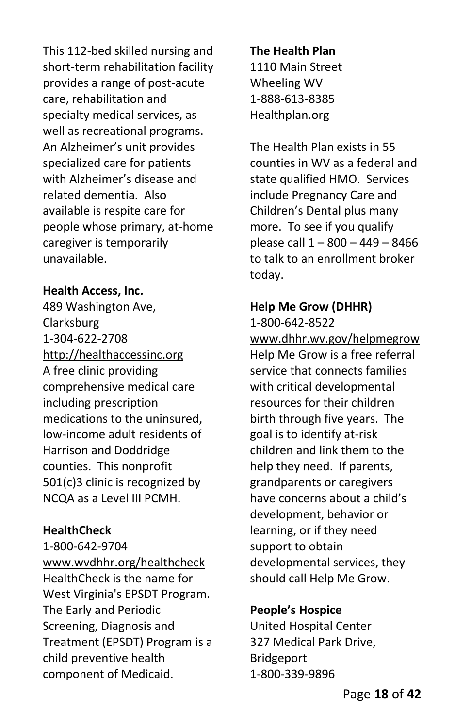This 112-bed skilled nursing and short-term rehabilitation facility provides a range of post-acute care, rehabilitation and specialty medical services, as well as recreational programs. An Alzheimer's unit provides specialized care for patients with Alzheimer's disease and related dementia. Also available is respite care for people whose primary, at-home caregiver is temporarily unavailable.

**Health Access, Inc.**
489 Washington Ave, Clarksburg
1-304-622-2708
http://healthaccessinc.org
A free clinic providing comprehensive medical care including prescription medications to the uninsured, low-income adult residents of Harrison and Doddridge counties. This nonprofit 501(c)3 clinic is recognized by NCQA as a Level III PCMH.

**HealthCheck**
1-800-642-9704
www.wvdhhr.org/healthcheck
HealthCheck is the name for West Virginia's EPSDT Program. The Early and Periodic Screening, Diagnosis and Treatment (EPSDT) Program is a child preventive health component of Medicaid.

**The Health Plan**
1110 Main Street
Wheeling WV
1-888-613-8385
Healthplan.org

The Health Plan exists in 55 counties in WV as a federal and state qualified HMO. Services include Pregnancy Care and Children's Dental plus many more. To see if you qualify please call 1 – 800 – 449 – 8466 to talk to an enrollment broker today.

**Help Me Grow (DHHR)**
1-800-642-8522
www.dhhr.wv.gov/helpmegrow
Help Me Grow is a free referral service that connects families with critical developmental resources for their children birth through five years. The goal is to identify at-risk children and link them to the help they need. If parents, grandparents or caregivers have concerns about a child's development, behavior or learning, or if they need support to obtain developmental services, they should call Help Me Grow.

**People's Hospice**
United Hospital Center
327 Medical Park Drive, Bridgeport
1-800-339-9896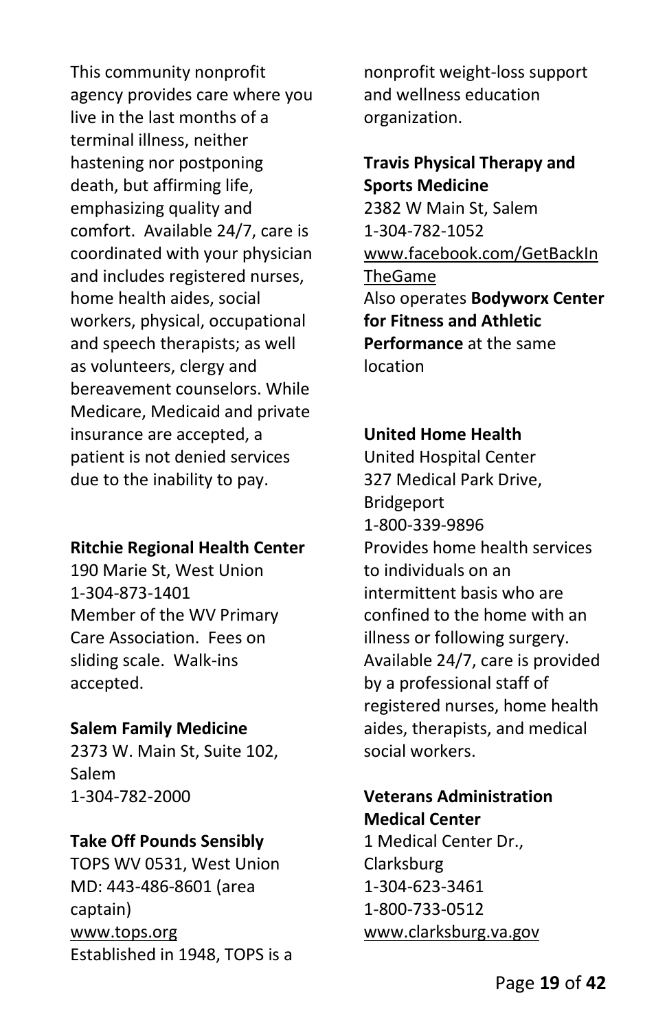This community nonprofit agency provides care where you live in the last months of a terminal illness, neither hastening nor postponing death, but affirming life, emphasizing quality and comfort. Available 24/7, care is coordinated with your physician and includes registered nurses, home health aides, social workers, physical, occupational and speech therapists; as well as volunteers, clergy and bereavement counselors. While Medicare, Medicaid and private insurance are accepted, a patient is not denied services due to the inability to pay.

**Ritchie Regional Health Center**
190 Marie St, West Union
1-304-873-1401
Member of the WV Primary Care Association. Fees on sliding scale. Walk-ins accepted.

**Salem Family Medicine**
2373 W. Main St, Suite 102, Salem
1-304-782-2000

**Take Off Pounds Sensibly**
TOPS WV 0531, West Union
MD: 443-486-8601 (area captain)
www.tops.org
Established in 1948, TOPS is a nonprofit weight-loss support and wellness education organization.

**Travis Physical Therapy and Sports Medicine**
2382 W Main St, Salem
1-304-782-1052
www.facebook.com/GetBackInTheGame
Also operates **Bodyworx Center for Fitness and Athletic Performance** at the same location

**United Home Health**
United Hospital Center
327 Medical Park Drive, Bridgeport
1-800-339-9896
Provides home health services to individuals on an intermittent basis who are confined to the home with an illness or following surgery. Available 24/7, care is provided by a professional staff of registered nurses, home health aides, therapists, and medical social workers.

**Veterans Administration Medical Center**
1 Medical Center Dr., Clarksburg
1-304-623-3461
1-800-733-0512
www.clarksburg.va.gov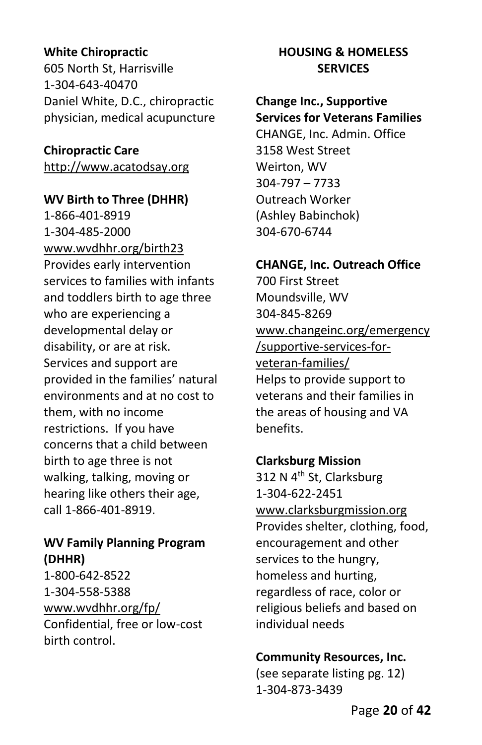**White Chiropractic**
605 North St, Harrisville
1-304-643-40470
Daniel White, D.C., chiropractic physician, medical acupuncture

**Chiropractic Care**
http://www.acatodsay.org

**WV Birth to Three (DHHR)**
1-866-401-8919
1-304-485-2000
www.wvdhhr.org/birth23
Provides early intervention services to families with infants and toddlers birth to age three who are experiencing a developmental delay or disability, or are at risk. Services and support are provided in the families' natural environments and at no cost to them, with no income restrictions. If you have concerns that a child between birth to age three is not walking, talking, moving or hearing like others their age, call 1-866-401-8919.

**WV Family Planning Program (DHHR)**
1-800-642-8522
1-304-558-5388
www.wvdhhr.org/fp/
Confidential, free or low-cost birth control.

## HOUSING & HOMELESS SERVICES

**Change Inc., Supportive Services for Veterans Families**
CHANGE, Inc. Admin. Office
3158 West Street
Weirton, WV
304-797 – 7733
Outreach Worker
(Ashley Babinchok)
304-670-6744

**CHANGE, Inc. Outreach Office**
700 First Street
Moundsville, WV
304-845-8269
www.changeinc.org/emergency/supportive-services-for-veteran-families/
Helps to provide support to veterans and their families in the areas of housing and VA benefits.

**Clarksburg Mission**
312 N 4th St, Clarksburg
1-304-622-2451
www.clarksburgmission.org
Provides shelter, clothing, food, encouragement and other services to the hungry, homeless and hurting, regardless of race, color or religious beliefs and based on individual needs

**Community Resources, Inc.**
(see separate listing pg. 12)
1-304-873-3439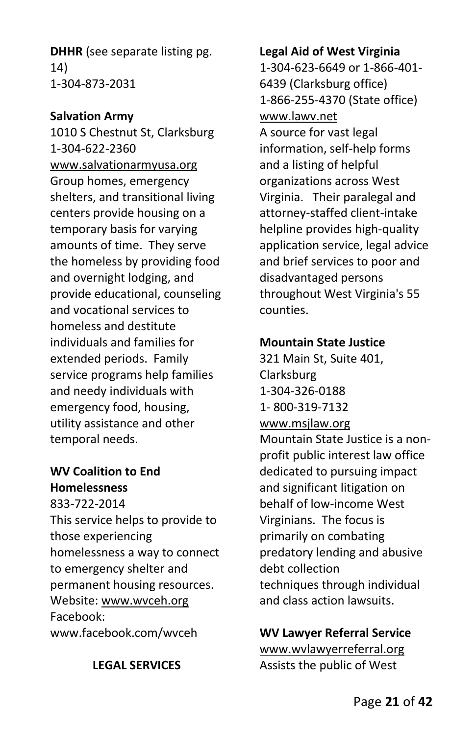**DHHR** (see separate listing pg. 14)
1-304-873-2031

**Salvation Army**
1010 S Chestnut St, Clarksburg
1-304-622-2360
www.salvationarmyusa.org
Group homes, emergency shelters, and transitional living centers provide housing on a temporary basis for varying amounts of time. They serve the homeless by providing food and overnight lodging, and provide educational, counseling and vocational services to homeless and destitute individuals and families for extended periods. Family service programs help families and needy individuals with emergency food, housing, utility assistance and other temporal needs.

**WV Coalition to End Homelessness**
833-722-2014
This service helps to provide to those experiencing homelessness a way to connect to emergency shelter and permanent housing resources.
Website: www.wvceh.org
Facebook: www.facebook.com/wvceh

## LEGAL SERVICES

**Legal Aid of West Virginia**
1-304-623-6649 or 1-866-401-6439 (Clarksburg office)
1-866-255-4370 (State office)
www.lawv.net
A source for vast legal information, self-help forms and a listing of helpful organizations across West Virginia. Their paralegal and attorney-staffed client-intake helpline provides high-quality application service, legal advice and brief services to poor and disadvantaged persons throughout West Virginia's 55 counties.

**Mountain State Justice**
321 Main St, Suite 401, Clarksburg
1-304-326-0188
1- 800-319-7132
www.msjlaw.org
Mountain State Justice is a non-profit public interest law office dedicated to pursuing impact and significant litigation on behalf of low-income West Virginians. The focus is primarily on combating predatory lending and abusive debt collection techniques through individual and class action lawsuits.

**WV Lawyer Referral Service**
www.wvlawyerreferral.org
Assists the public of West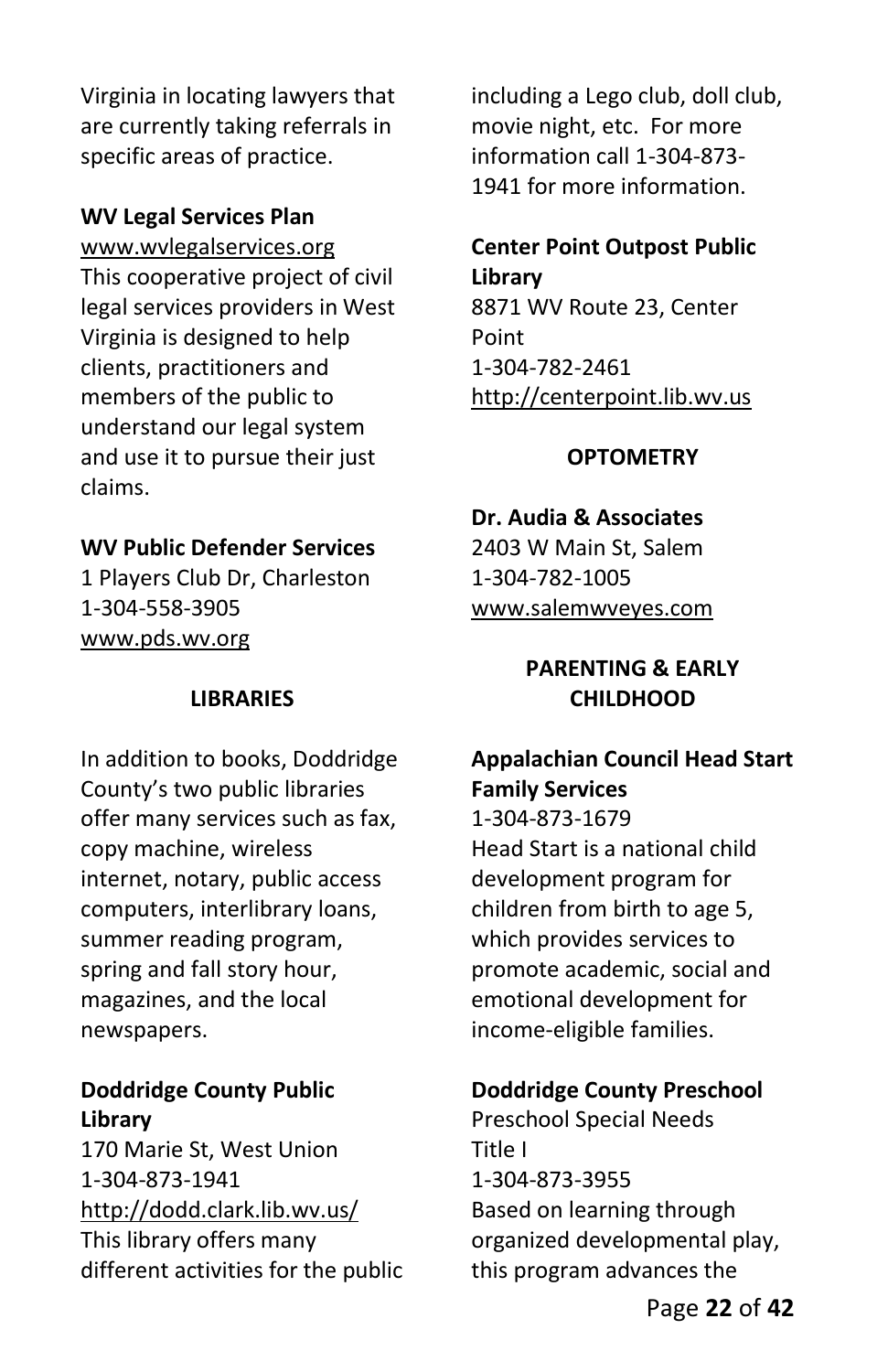Virginia in locating lawyers that are currently taking referrals in specific areas of practice.

**WV Legal Services Plan**
www.wvlegalservices.org
This cooperative project of civil legal services providers in West Virginia is designed to help clients, practitioners and members of the public to understand our legal system and use it to pursue their just claims.

**WV Public Defender Services**
1 Players Club Dr, Charleston
1-304-558-3905
www.pds.wv.org

## LIBRARIES

In addition to books, Doddridge County's two public libraries offer many services such as fax, copy machine, wireless internet, notary, public access computers, interlibrary loans, summer reading program, spring and fall story hour, magazines, and the local newspapers.

**Doddridge County Public Library**
170 Marie St, West Union
1-304-873-1941
http://dodd.clark.lib.wv.us/
This library offers many different activities for the public including a Lego club, doll club, movie night, etc. For more information call 1-304-873-1941 for more information.

**Center Point Outpost Public Library**
8871 WV Route 23, Center Point
1-304-782-2461
http://centerpoint.lib.wv.us

## OPTOMETRY

**Dr. Audia & Associates**
2403 W Main St, Salem
1-304-782-1005
www.salemwveyes.com

## PARENTING & EARLY CHILDHOOD

**Appalachian Council Head Start Family Services**
1-304-873-1679
Head Start is a national child development program for children from birth to age 5, which provides services to promote academic, social and emotional development for income-eligible families.

**Doddridge County Preschool**
Preschool Special Needs
Title I
1-304-873-3955
Based on learning through organized developmental play, this program advances the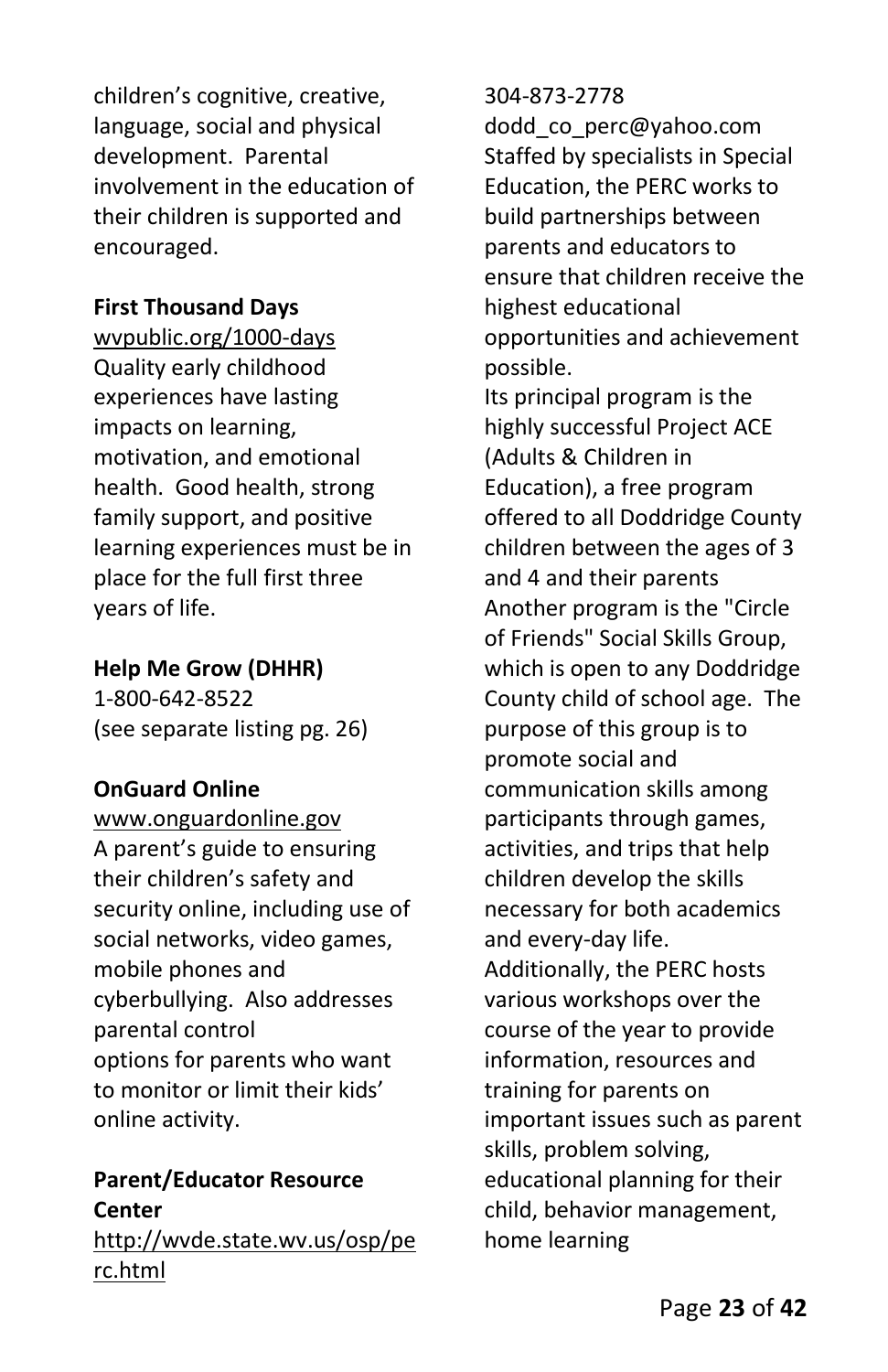children's cognitive, creative, language, social and physical development. Parental involvement in the education of their children is supported and encouraged.

**First Thousand Days**
wvpublic.org/1000-days
Quality early childhood experiences have lasting impacts on learning, motivation, and emotional health. Good health, strong family support, and positive learning experiences must be in place for the full first three years of life.

**Help Me Grow (DHHR)**
1-800-642-8522
(see separate listing pg. 26)

**OnGuard Online**
www.onguardonline.gov
A parent's guide to ensuring their children's safety and security online, including use of social networks, video games, mobile phones and cyberbullying. Also addresses parental control options for parents who want to monitor or limit their kids' online activity.

**Parent/Educator Resource Center**
http://wvde.state.wv.us/osp/perc.html
304-873-2778
dodd_co_perc@yahoo.com
Staffed by specialists in Special Education, the PERC works to build partnerships between parents and educators to ensure that children receive the highest educational opportunities and achievement possible.
Its principal program is the highly successful Project ACE (Adults & Children in Education), a free program offered to all Doddridge County children between the ages of 3 and 4 and their parents
Another program is the "Circle of Friends" Social Skills Group, which is open to any Doddridge County child of school age. The purpose of this group is to promote social and communication skills among participants through games, activities, and trips that help children develop the skills necessary for both academics and every-day life.
Additionally, the PERC hosts various workshops over the course of the year to provide information, resources and training for parents on important issues such as parent skills, problem solving, educational planning for their child, behavior management, home learning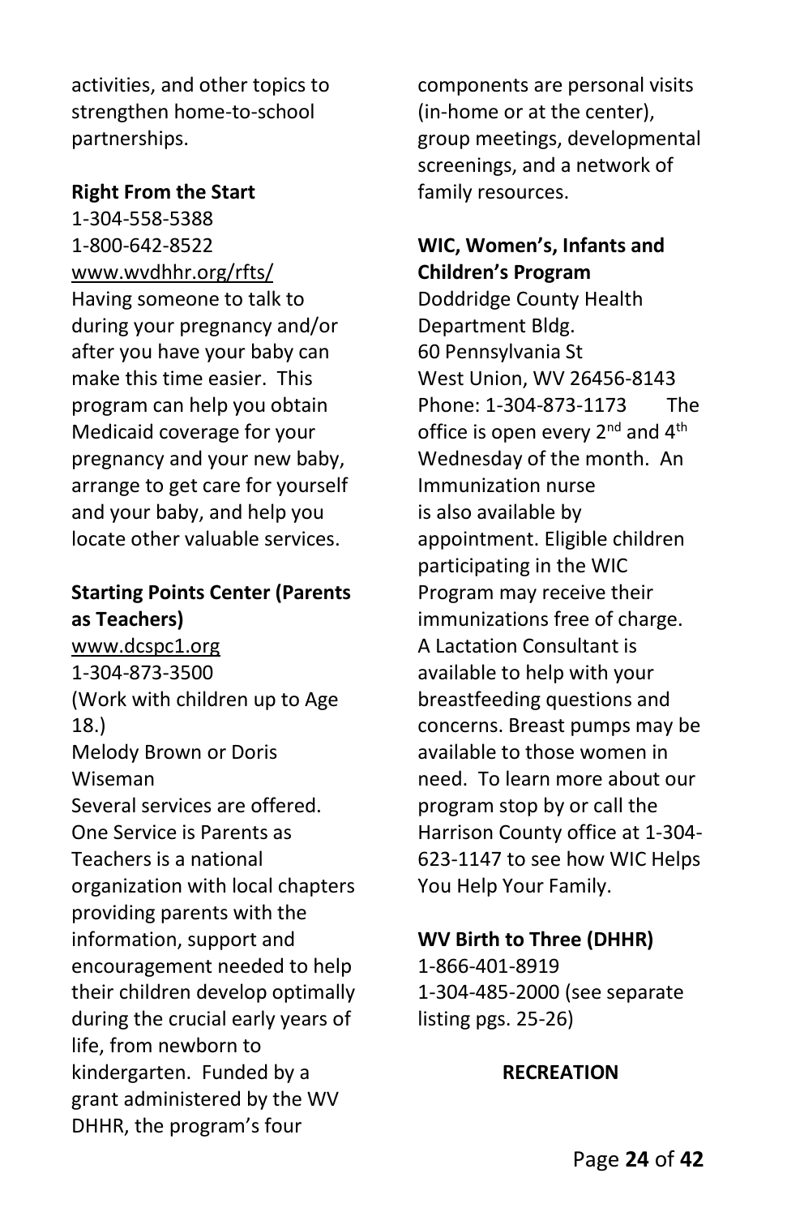activities, and other topics to strengthen home-to-school partnerships.

**Right From the Start**
1-304-558-5388
1-800-642-8522
www.wvdhhr.org/rfts/
Having someone to talk to during your pregnancy and/or after you have your baby can make this time easier. This program can help you obtain Medicaid coverage for your pregnancy and your new baby, arrange to get care for yourself and your baby, and help you locate other valuable services.

**Starting Points Center (Parents as Teachers)**
www.dcspc1.org
1-304-873-3500
(Work with children up to Age 18.)
Melody Brown or Doris Wiseman
Several services are offered. One Service is Parents as Teachers is a national organization with local chapters providing parents with the information, support and encouragement needed to help their children develop optimally during the crucial early years of life, from newborn to kindergarten. Funded by a grant administered by the WV DHHR, the program's four components are personal visits (in-home or at the center), group meetings, developmental screenings, and a network of family resources.

**WIC, Women's, Infants and Children's Program**
Doddridge County Health Department Bldg.
60 Pennsylvania St
West Union, WV 26456-8143
Phone: 1-304-873-1173 The office is open every 2nd and 4th Wednesday of the month. An Immunization nurse is also available by appointment. Eligible children participating in the WIC Program may receive their immunizations free of charge. A Lactation Consultant is available to help with your breastfeeding questions and concerns. Breast pumps may be available to those women in need. To learn more about our program stop by or call the Harrison County office at 1-304-623-1147 to see how WIC Helps You Help Your Family.

**WV Birth to Three (DHHR)**
1-866-401-8919
1-304-485-2000 (see separate listing pgs. 25-26)

**RECREATION**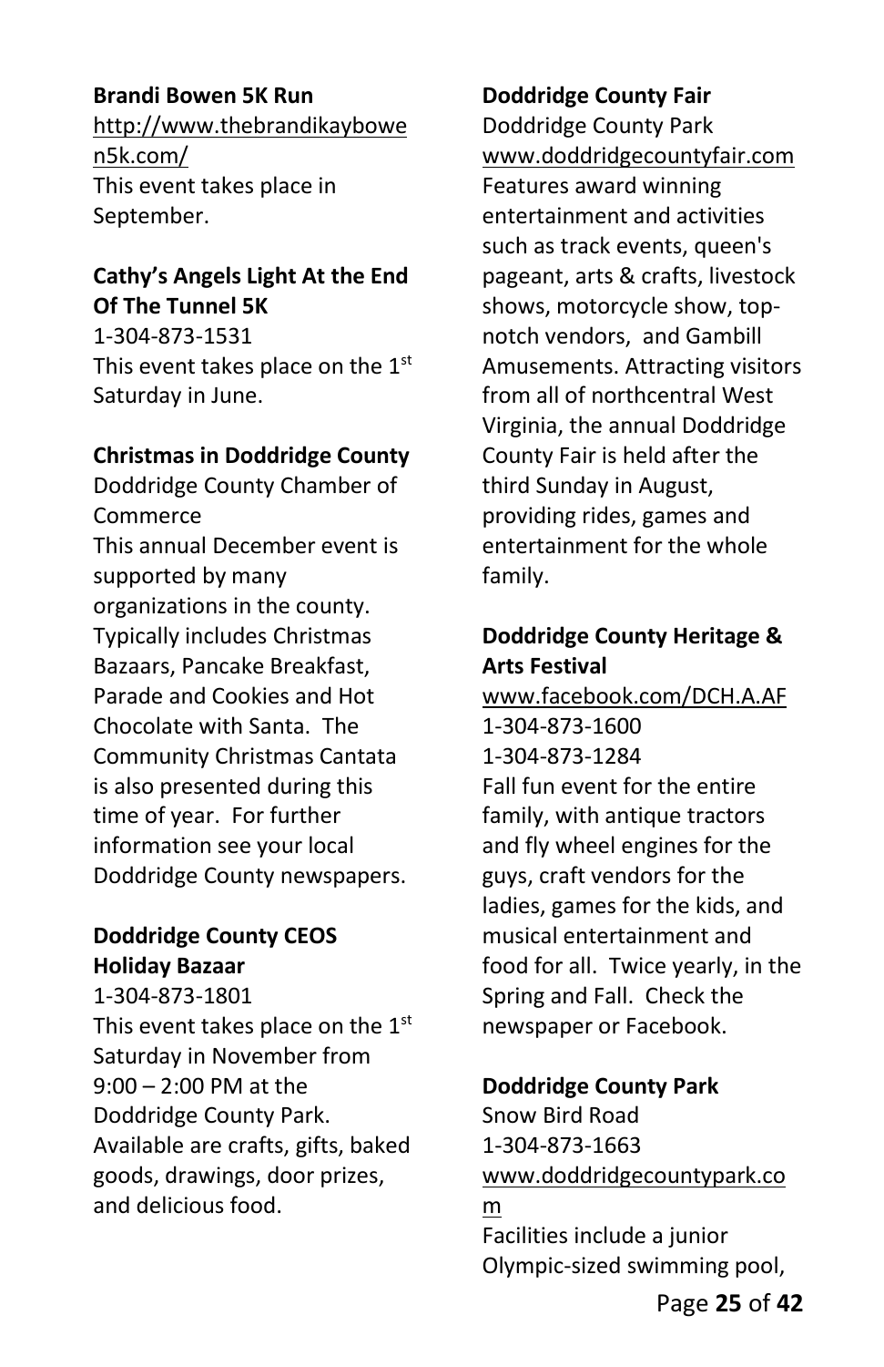**Brandi Bowen 5K Run**

http://www.thebrandikaybowen5k.com/

This event takes place in September.

**Cathy's Angels Light At the End Of The Tunnel 5K**

1-304-873-1531

This event takes place on the 1st Saturday in June.

**Christmas in Doddridge County**

Doddridge County Chamber of Commerce

This annual December event is supported by many organizations in the county. Typically includes Christmas Bazaars, Pancake Breakfast, Parade and Cookies and Hot Chocolate with Santa. The Community Christmas Cantata is also presented during this time of year. For further information see your local Doddridge County newspapers.

**Doddridge County CEOS Holiday Bazaar**

1-304-873-1801

This event takes place on the 1st Saturday in November from 9:00 – 2:00 PM at the Doddridge County Park. Available are crafts, gifts, baked goods, drawings, door prizes, and delicious food.

**Doddridge County Fair**

Doddridge County Park

www.doddridgecountyfair.com

Features award winning entertainment and activities such as track events, queen's pageant, arts & crafts, livestock shows, motorcycle show, top-notch vendors, and Gambill Amusements. Attracting visitors from all of northcentral West Virginia, the annual Doddridge County Fair is held after the third Sunday in August, providing rides, games and entertainment for the whole family.

**Doddridge County Heritage & Arts Festival**

www.facebook.com/DCH.A.AF

1-304-873-1600

1-304-873-1284

Fall fun event for the entire family, with antique tractors and fly wheel engines for the guys, craft vendors for the ladies, games for the kids, and musical entertainment and food for all. Twice yearly, in the Spring and Fall. Check the newspaper or Facebook.

**Doddridge County Park**

Snow Bird Road

1-304-873-1663

www.doddridgecountypark.com

Facilities include a junior Olympic-sized swimming pool,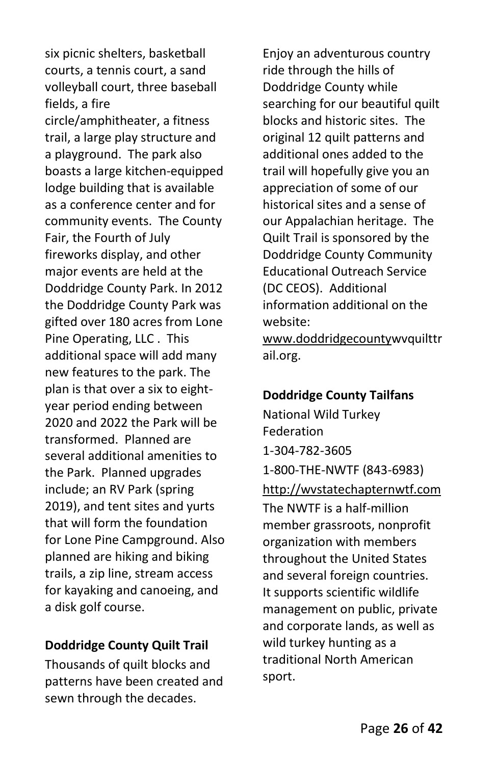six picnic shelters, basketball courts, a tennis court, a sand volleyball court, three baseball fields, a fire circle/amphitheater, a fitness trail, a large play structure and a playground. The park also boasts a large kitchen-equipped lodge building that is available as a conference center and for community events. The County Fair, the Fourth of July fireworks display, and other major events are held at the Doddridge County Park. In 2012 the Doddridge County Park was gifted over 180 acres from Lone Pine Operating, LLC . This additional space will add many new features to the park. The plan is that over a six to eight-year period ending between 2020 and 2022 the Park will be transformed. Planned are several additional amenities to the Park. Planned upgrades include; an RV Park (spring 2019), and tent sites and yurts that will form the foundation for Lone Pine Campground. Also planned are hiking and biking trails, a zip line, stream access for kayaking and canoeing, and a disk golf course.

**Doddridge County Quilt Trail**

Thousands of quilt blocks and patterns have been created and sewn through the decades. Enjoy an adventurous country ride through the hills of Doddridge County while searching for our beautiful quilt blocks and historic sites. The original 12 quilt patterns and additional ones added to the trail will hopefully give you an appreciation of some of our historical sites and a sense of our Appalachian heritage. The Quilt Trail is sponsored by the Doddridge County Community Educational Outreach Service (DC CEOS). Additional information additional on the website: www.doddridgecountywvquilttrail.org.

**Doddridge County Tailfans**

National Wild Turkey Federation

1-304-782-3605

1-800-THE-NWTF (843-6983)

http://wvstatechapternwtf.com

The NWTF is a half-million member grassroots, nonprofit organization with members throughout the United States and several foreign countries. It supports scientific wildlife management on public, private and corporate lands, as well as wild turkey hunting as a traditional North American sport.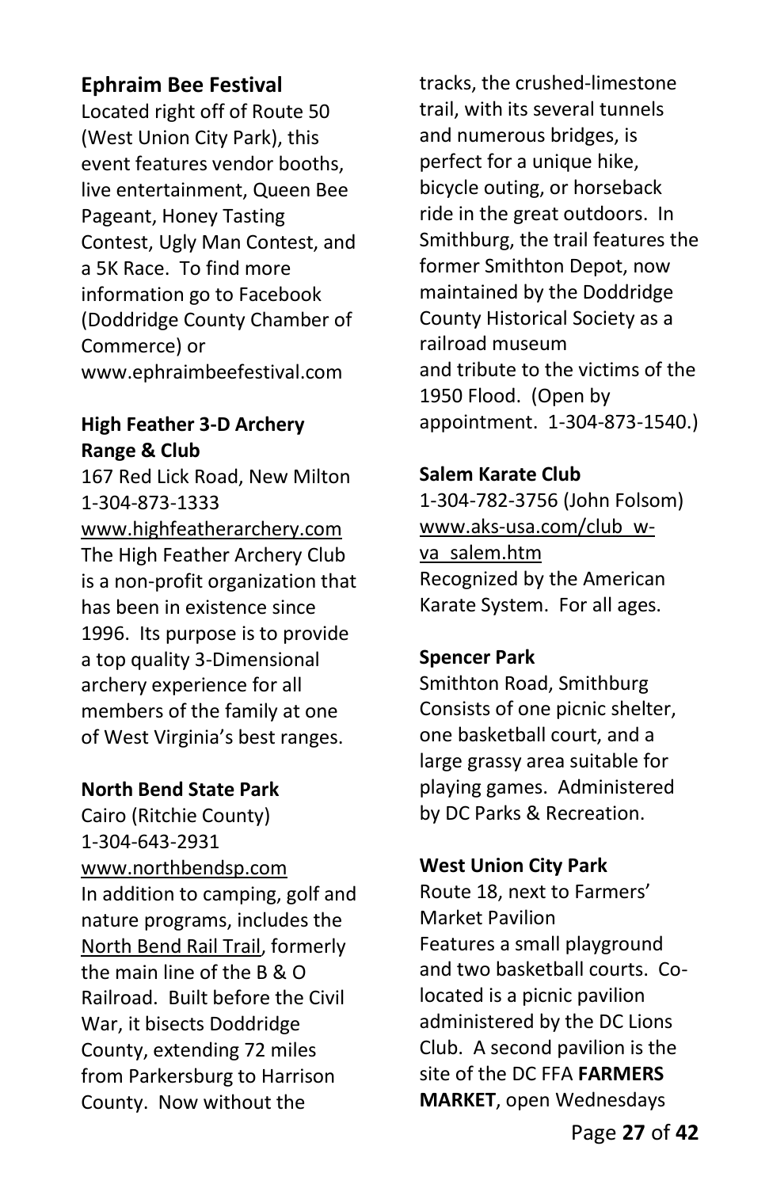### Ephraim Bee Festival

Located right off of Route 50 (West Union City Park), this event features vendor booths, live entertainment, Queen Bee Pageant, Honey Tasting Contest, Ugly Man Contest, and a 5K Race. To find more information go to Facebook (Doddridge County Chamber of Commerce) or www.ephraimbeefestival.com

**High Feather 3-D Archery Range & Club**

167 Red Lick Road, New Milton
1-304-873-1333
www.highfeatherarchery.com
The High Feather Archery Club is a non-profit organization that has been in existence since 1996. Its purpose is to provide a top quality 3-Dimensional archery experience for all members of the family at one of West Virginia's best ranges.

**North Bend State Park**

Cairo (Ritchie County)
1-304-643-2931
www.northbendsp.com
In addition to camping, golf and nature programs, includes the North Bend Rail Trail, formerly the main line of the B & O Railroad. Built before the Civil War, it bisects Doddridge County, extending 72 miles from Parkersburg to Harrison County. Now without the tracks, the crushed-limestone trail, with its several tunnels and numerous bridges, is perfect for a unique hike, bicycle outing, or horseback ride in the great outdoors. In Smithburg, the trail features the former Smithton Depot, now maintained by the Doddridge County Historical Society as a railroad museum
and tribute to the victims of the 1950 Flood. (Open by appointment. 1-304-873-1540.)

**Salem Karate Club**

1-304-782-3756 (John Folsom)
www.aks-usa.com/club_w-va_salem.htm
Recognized by the American Karate System. For all ages.

**Spencer Park**

Smithton Road, Smithburg
Consists of one picnic shelter, one basketball court, and a large grassy area suitable for playing games. Administered by DC Parks & Recreation.

**West Union City Park**

Route 18, next to Farmers' Market Pavilion
Features a small playground and two basketball courts. Co-located is a picnic pavilion administered by the DC Lions Club. A second pavilion is the site of the DC FFA **FARMERS MARKET**, open Wednesdays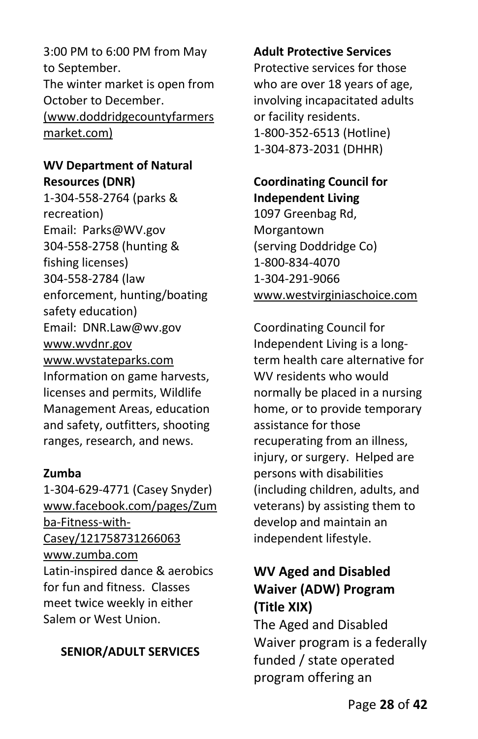3:00 PM to 6:00 PM from May to September.
The winter market is open from October to December.
(www.doddridgecountyfarmersmarket.com)

**WV Department of Natural Resources (DNR)**
1-304-558-2764 (parks & recreation)
Email: Parks@WV.gov
304-558-2758 (hunting & fishing licenses)
304-558-2784 (law enforcement, hunting/boating safety education)
Email: DNR.Law@wv.gov
www.wvdnr.gov
www.wvstateparks.com
Information on game harvests, licenses and permits, Wildlife Management Areas, education and safety, outfitters, shooting ranges, research, and news.

**Zumba**
1-304-629-4771 (Casey Snyder)
www.facebook.com/pages/Zumba-Fitness-with-Casey/121758731266063
www.zumba.com
Latin-inspired dance & aerobics for fun and fitness. Classes meet twice weekly in either Salem or West Union.

## SENIOR/ADULT SERVICES

**Adult Protective Services**
Protective services for those who are over 18 years of age, involving incapacitated adults or facility residents.
1-800-352-6513 (Hotline)
1-304-873-2031 (DHHR)

**Coordinating Council for Independent Living**
1097 Greenbag Rd, Morgantown
(serving Doddridge Co)
1-800-834-4070
1-304-291-9066
www.westvirginiaschoice.com

Coordinating Council for Independent Living is a long-term health care alternative for WV residents who would normally be placed in a nursing home, or to provide temporary assistance for those recuperating from an illness, injury, or surgery. Helped are persons with disabilities (including children, adults, and veterans) by assisting them to develop and maintain an independent lifestyle.

### WV Aged and Disabled Waiver (ADW) Program (Title XIX)

The Aged and Disabled Waiver program is a federally funded / state operated program offering an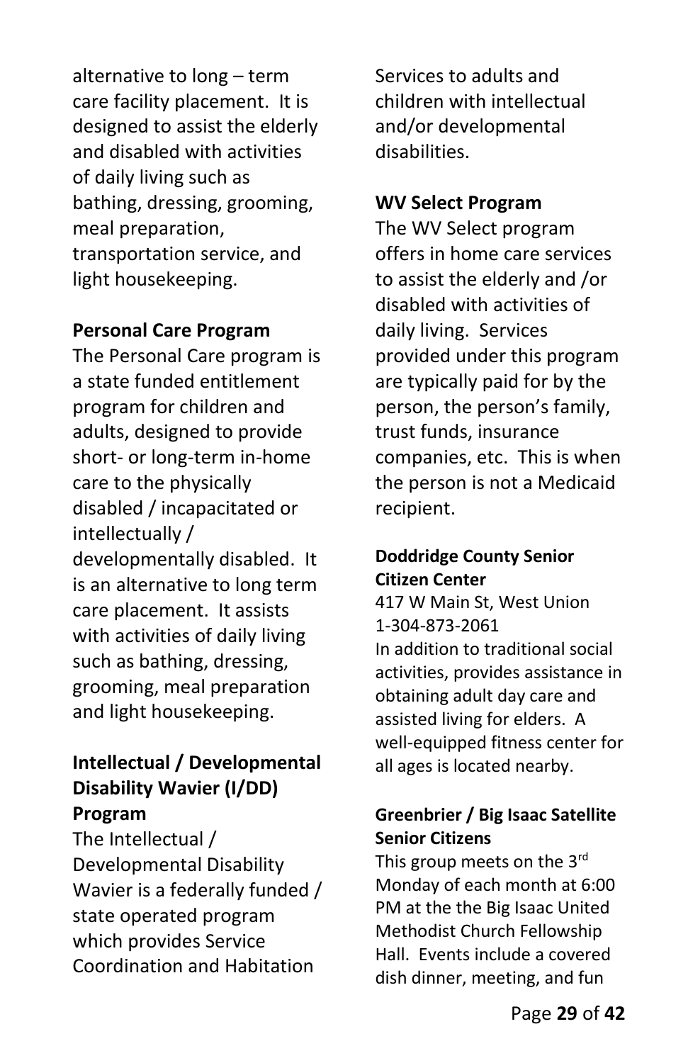alternative to long – term care facility placement. It is designed to assist the elderly and disabled with activities of daily living such as bathing, dressing, grooming, meal preparation, transportation service, and light housekeeping.

**Personal Care Program**

The Personal Care program is a state funded entitlement program for children and adults, designed to provide short- or long-term in-home care to the physically disabled / incapacitated or intellectually / developmentally disabled. It is an alternative to long term care placement. It assists with activities of daily living such as bathing, dressing, grooming, meal preparation and light housekeeping.

**Intellectual / Developmental Disability Wavier (I/DD) Program**

The Intellectual / Developmental Disability Wavier is a federally funded / state operated program which provides Service Coordination and Habitation Services to adults and children with intellectual and/or developmental disabilities.

**WV Select Program**

The WV Select program offers in home care services to assist the elderly and /or disabled with activities of daily living. Services provided under this program are typically paid for by the person, the person's family, trust funds, insurance companies, etc. This is when the person is not a Medicaid recipient.

**Doddridge County Senior Citizen Center**

417 W Main St, West Union
1-304-873-2061
In addition to traditional social activities, provides assistance in obtaining adult day care and assisted living for elders. A well-equipped fitness center for all ages is located nearby.

**Greenbrier / Big Isaac Satellite Senior Citizens**

This group meets on the 3rd Monday of each month at 6:00 PM at the the Big Isaac United Methodist Church Fellowship Hall. Events include a covered dish dinner, meeting, and fun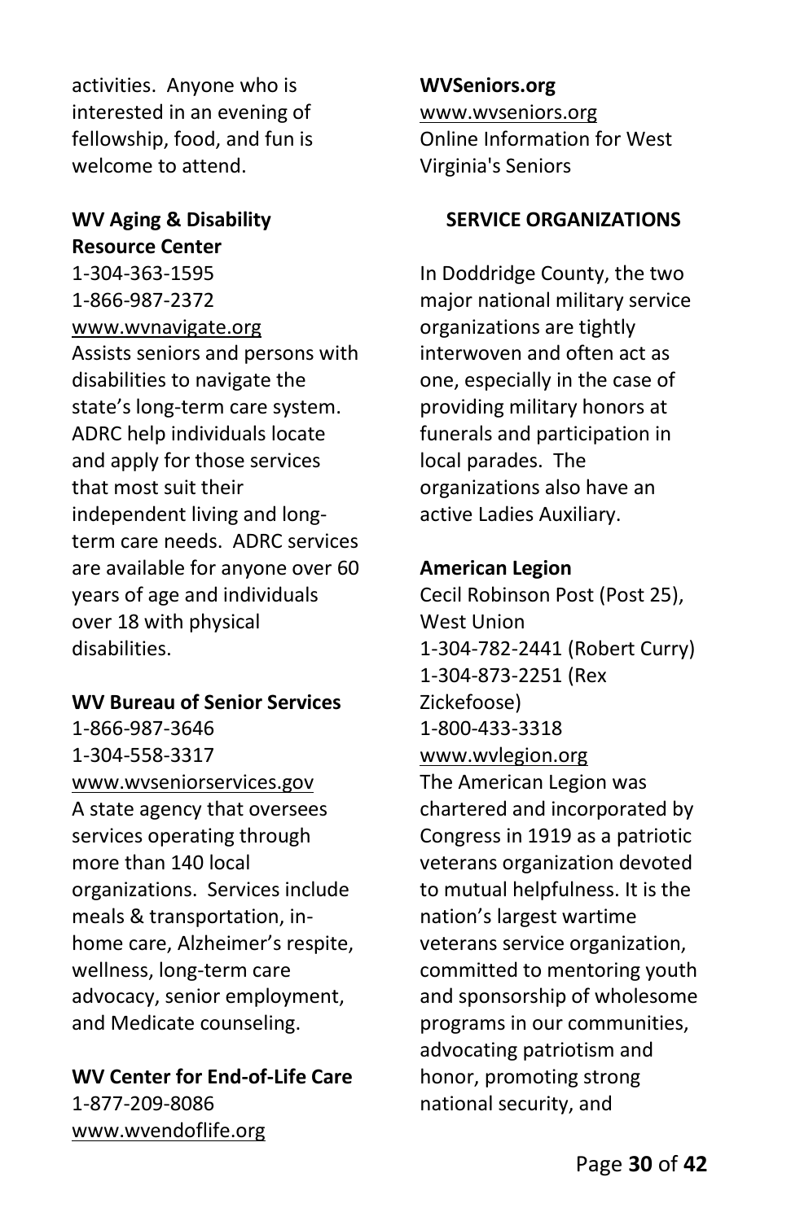activities. Anyone who is interested in an evening of fellowship, food, and fun is welcome to attend.

**WV Aging & Disability Resource Center**
1-304-363-1595
1-866-987-2372
www.wvnavigate.org
Assists seniors and persons with disabilities to navigate the state's long-term care system. ADRC help individuals locate and apply for those services that most suit their independent living and long-term care needs. ADRC services are available for anyone over 60 years of age and individuals over 18 with physical disabilities.

**WV Bureau of Senior Services**
1-866-987-3646
1-304-558-3317
www.wvseniorservices.gov
A state agency that oversees services operating through more than 140 local organizations. Services include meals & transportation, in-home care, Alzheimer's respite, wellness, long-term care advocacy, senior employment, and Medicate counseling.

**WV Center for End-of-Life Care**
1-877-209-8086
www.wvendoflife.org

**WVSeniors.org**
www.wvseniors.org
Online Information for West Virginia's Seniors

## SERVICE ORGANIZATIONS

In Doddridge County, the two major national military service organizations are tightly interwoven and often act as one, especially in the case of providing military honors at funerals and participation in local parades. The organizations also have an active Ladies Auxiliary.

**American Legion**
Cecil Robinson Post (Post 25), West Union
1-304-782-2441 (Robert Curry)
1-304-873-2251 (Rex Zickefoose)
1-800-433-3318
www.wvlegion.org
The American Legion was chartered and incorporated by Congress in 1919 as a patriotic veterans organization devoted to mutual helpfulness. It is the nation's largest wartime veterans service organization, committed to mentoring youth and sponsorship of wholesome programs in our communities, advocating patriotism and honor, promoting strong national security, and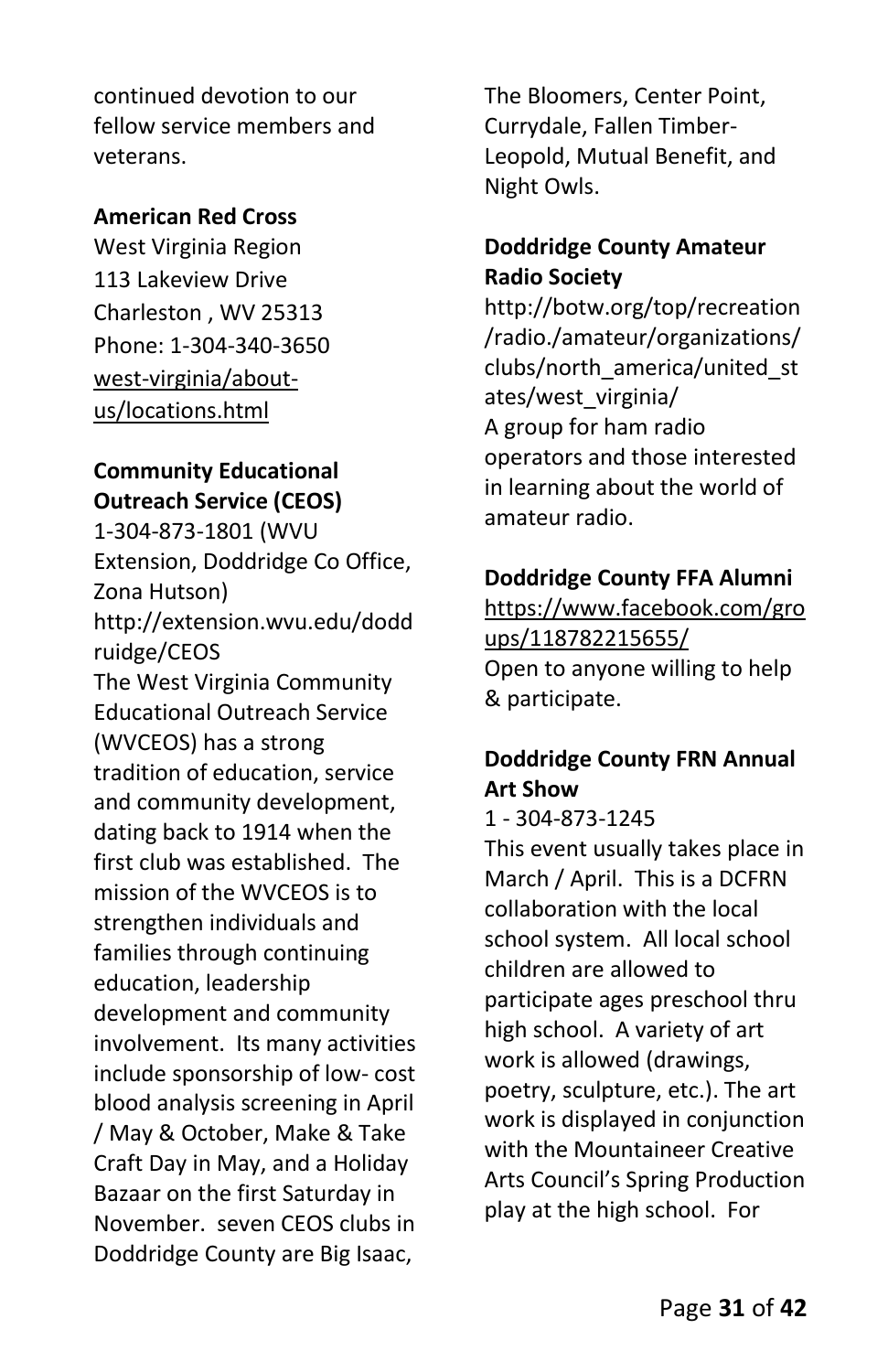continued devotion to our fellow service members and veterans.

**American Red Cross**

West Virginia Region
113 Lakeview Drive
Charleston , WV 25313
Phone: 1-304-340-3650
west-virginia/about-us/locations.html

**Community Educational Outreach Service (CEOS)**

1-304-873-1801 (WVU Extension, Doddridge Co Office, Zona Hutson)
http://extension.wvu.edu/doddruidge/CEOS
The West Virginia Community Educational Outreach Service (WVCEOS) has a strong tradition of education, service and community development, dating back to 1914 when the first club was established. The mission of the WVCEOS is to strengthen individuals and families through continuing education, leadership development and community involvement. Its many activities include sponsorship of low- cost blood analysis screening in April / May & October, Make & Take Craft Day in May, and a Holiday Bazaar on the first Saturday in November. seven CEOS clubs in Doddridge County are Big Isaac, The Bloomers, Center Point, Currydale, Fallen Timber-Leopold, Mutual Benefit, and Night Owls.

**Doddridge County Amateur Radio Society**

http://botw.org/top/recreation/radio./amateur/organizations/clubs/north_america/united_states/west_virginia/
A group for ham radio operators and those interested in learning about the world of amateur radio.

**Doddridge County FFA Alumni**

https://www.facebook.com/groups/118782215655/
Open to anyone willing to help & participate.

**Doddridge County FRN Annual Art Show**

1 - 304-873-1245
This event usually takes place in March / April. This is a DCFRN collaboration with the local school system. All local school children are allowed to participate ages preschool thru high school. A variety of art work is allowed (drawings, poetry, sculpture, etc.). The art work is displayed in conjunction with the Mountaineer Creative Arts Council's Spring Production play at the high school. For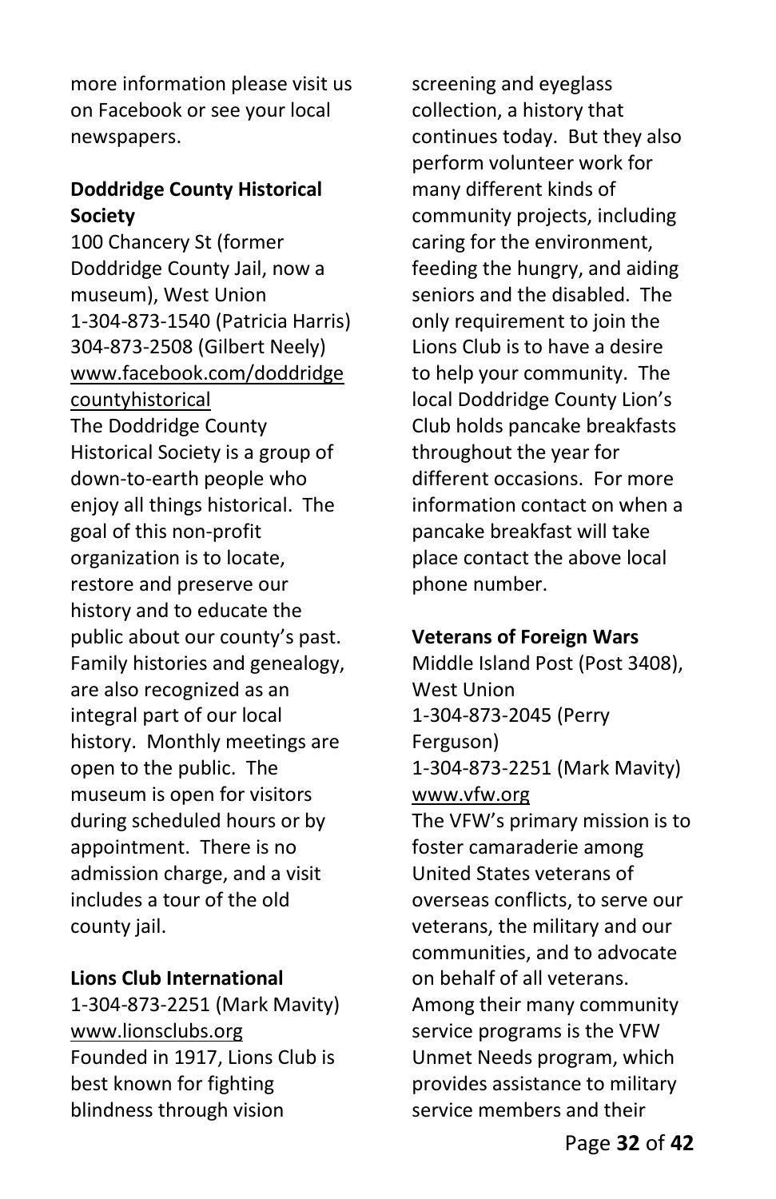more information please visit us on Facebook or see your local newspapers.

**Doddridge County Historical Society**

100 Chancery St (former Doddridge County Jail, now a museum), West Union
1-304-873-1540 (Patricia Harris)
304-873-2508 (Gilbert Neely)
www.facebook.com/doddridgecountyhistorical

The Doddridge County Historical Society is a group of down-to-earth people who enjoy all things historical. The goal of this non-profit organization is to locate, restore and preserve our history and to educate the public about our county's past. Family histories and genealogy, are also recognized as an integral part of our local history. Monthly meetings are open to the public. The museum is open for visitors during scheduled hours or by appointment. There is no admission charge, and a visit includes a tour of the old county jail.

**Lions Club International**

1-304-873-2251 (Mark Mavity)
www.lionsclubs.org

Founded in 1917, Lions Club is best known for fighting blindness through vision screening and eyeglass collection, a history that continues today. But they also perform volunteer work for many different kinds of community projects, including caring for the environment, feeding the hungry, and aiding seniors and the disabled. The only requirement to join the Lions Club is to have a desire to help your community. The local Doddridge County Lion's Club holds pancake breakfasts throughout the year for different occasions. For more information contact on when a pancake breakfast will take place contact the above local phone number.

**Veterans of Foreign Wars**

Middle Island Post (Post 3408), West Union
1-304-873-2045 (Perry Ferguson)
1-304-873-2251 (Mark Mavity)
www.vfw.org

The VFW's primary mission is to foster camaraderie among United States veterans of overseas conflicts, to serve our veterans, the military and our communities, and to advocate on behalf of all veterans. Among their many community service programs is the VFW Unmet Needs program, which provides assistance to military service members and their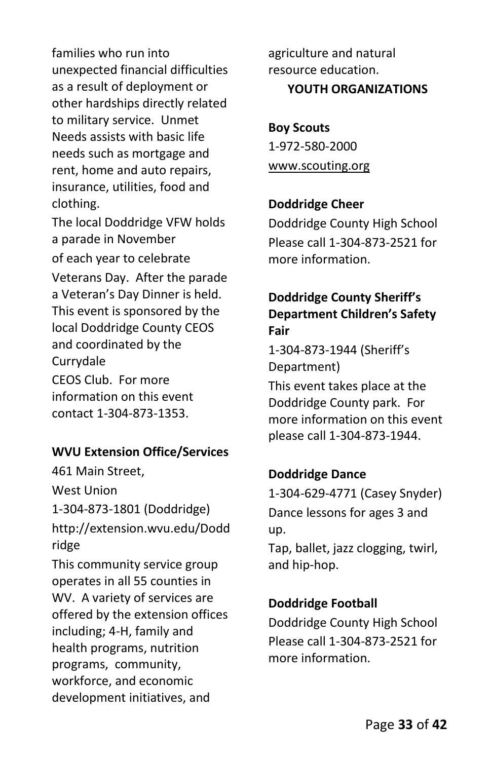families who run into unexpected financial difficulties as a result of deployment or other hardships directly related to military service. Unmet Needs assists with basic life needs such as mortgage and rent, home and auto repairs, insurance, utilities, food and clothing.

The local Doddridge VFW holds a parade in November of each year to celebrate Veterans Day. After the parade a Veteran's Day Dinner is held. This event is sponsored by the local Doddridge County CEOS and coordinated by the Currydale CEOS Club. For more information on this event contact 1-304-873-1353.

**WVU Extension Office/Services**

461 Main Street,

West Union

1-304-873-1801 (Doddridge)

http://extension.wvu.edu/Doddridge

This community service group operates in all 55 counties in WV. A variety of services are offered by the extension offices including; 4-H, family and health programs, nutrition programs, community, workforce, and economic development initiatives, and agriculture and natural resource education.

## YOUTH ORGANIZATIONS

**Boy Scouts**

1-972-580-2000

www.scouting.org

**Doddridge Cheer**

Doddridge County High School

Please call 1-304-873-2521 for more information.

**Doddridge County Sheriff's Department Children's Safety Fair**

1-304-873-1944 (Sheriff's Department)

This event takes place at the Doddridge County park. For more information on this event please call 1-304-873-1944.

**Doddridge Dance**

1-304-629-4771 (Casey Snyder)

Dance lessons for ages 3 and up.

Tap, ballet, jazz clogging, twirl, and hip-hop.

**Doddridge Football**

Doddridge County High School

Please call 1-304-873-2521 for more information.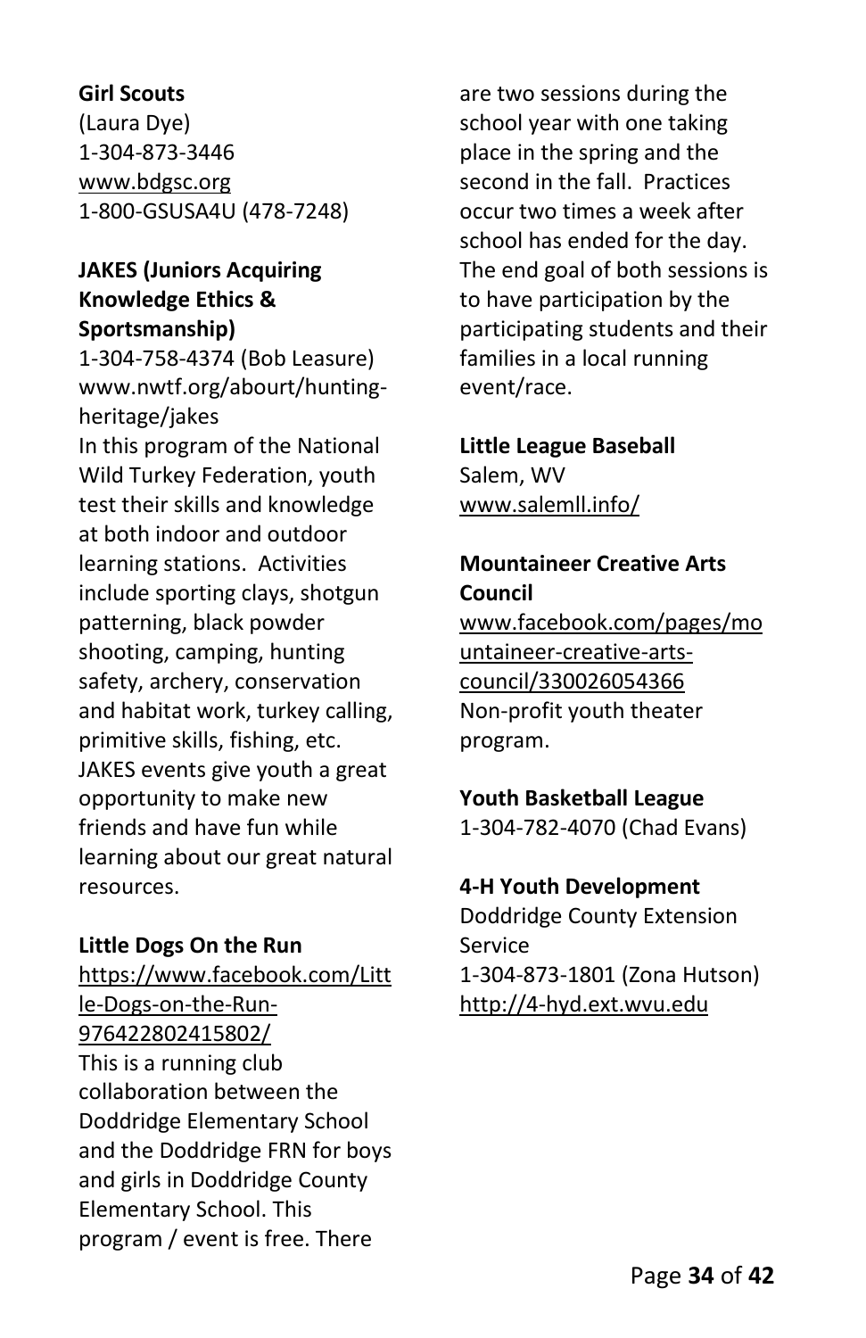**Girl Scouts**
(Laura Dye)
1-304-873-3446
www.bdgsc.org
1-800-GSUSA4U (478-7248)

**JAKES (Juniors Acquiring Knowledge Ethics & Sportsmanship)**
1-304-758-4374 (Bob Leasure)
www.nwtf.org/abourt/hunting-heritage/jakes
In this program of the National Wild Turkey Federation, youth test their skills and knowledge at both indoor and outdoor learning stations. Activities include sporting clays, shotgun patterning, black powder shooting, camping, hunting safety, archery, conservation and habitat work, turkey calling, primitive skills, fishing, etc. JAKES events give youth a great opportunity to make new friends and have fun while learning about our great natural resources.

**Little Dogs On the Run**
https://www.facebook.com/Little-Dogs-on-the-Run-976422802415802/
This is a running club collaboration between the Doddridge Elementary School and the Doddridge FRN for boys and girls in Doddridge County Elementary School. This program / event is free. There are two sessions during the school year with one taking place in the spring and the second in the fall. Practices occur two times a week after school has ended for the day. The end goal of both sessions is to have participation by the participating students and their families in a local running event/race.

**Little League Baseball**
Salem, WV
www.salemll.info/

**Mountaineer Creative Arts Council**
www.facebook.com/pages/mountaineer-creative-arts-council/330026054366
Non-profit youth theater program.

**Youth Basketball League**
1-304-782-4070 (Chad Evans)

**4-H Youth Development**
Doddridge County Extension Service
1-304-873-1801 (Zona Hutson)
http://4-hyd.ext.wvu.edu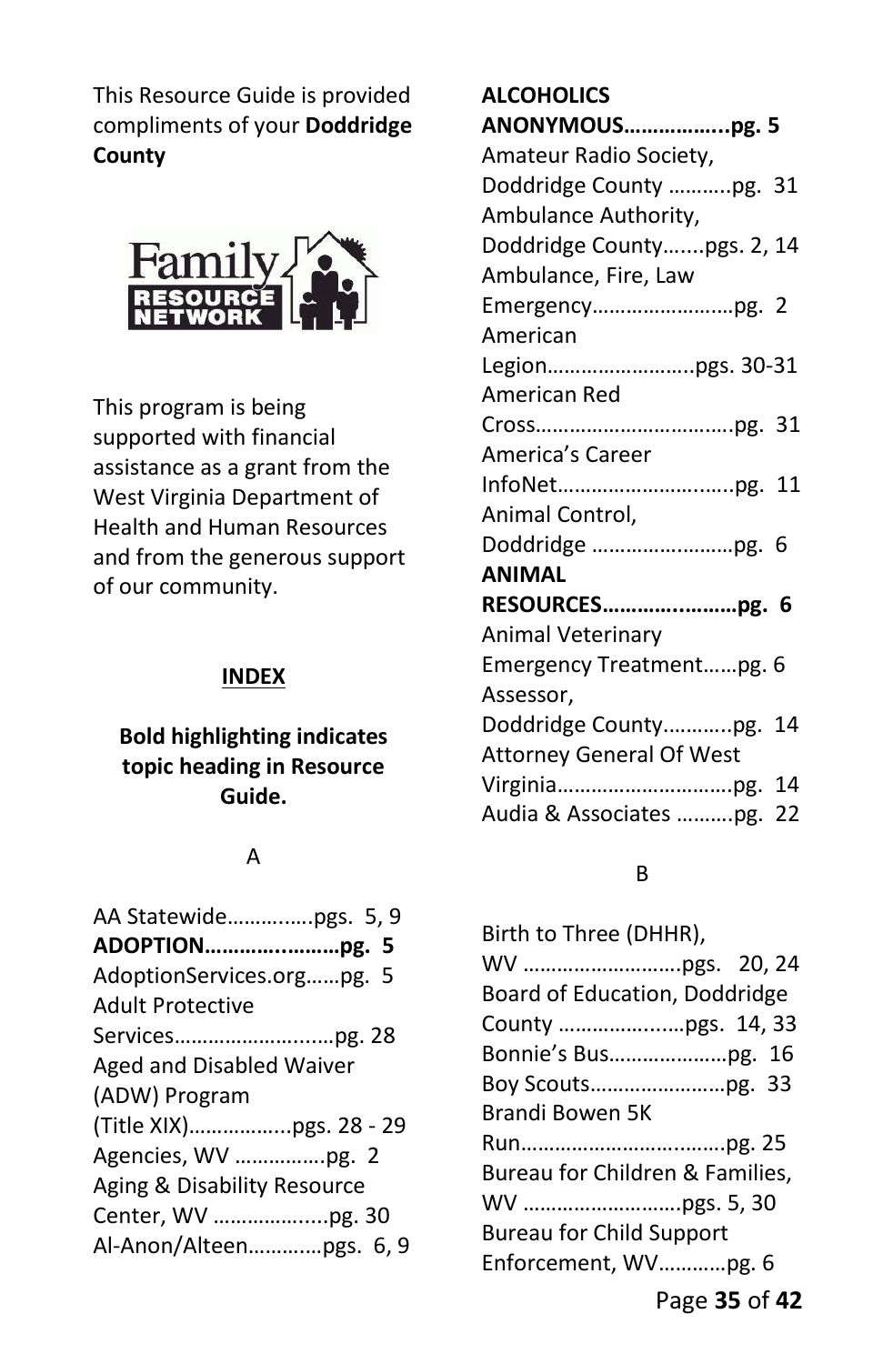This Resource Guide is provided compliments of your **Doddridge County**

This program is being supported with financial assistance as a grant from the West Virginia Department of Health and Human Resources and from the generous support of our community.

**INDEX**

**Bold highlighting indicates topic heading in Resource Guide.**

A

AA Statewide……………pgs. 5, 9
**ADOPTION……………………pg. 5**
AdoptionServices.org……pg. 5
Adult Protective Services……………………….pg. 28
Aged and Disabled Waiver (ADW) Program (Title XIX)……………...pgs. 28 - 29
Agencies, WV …………….pg. 2
Aging & Disability Resource Center, WV ………………...pg. 30
Al-Anon/Alteen…………pgs. 6, 9
**ALCOHOLICS ANONYMOUS……………...pg. 5**
Amateur Radio Society, Doddridge County ………..pg. 31
Ambulance Authority, Doddridge County…....pgs. 2, 14
Ambulance, Fire, Law Emergency……………………pg. 2
American Legion……………………..pgs. 30-31
American Red Cross……………………………..pg. 31
America's Career InfoNet…………………………..pg. 11
Animal Control, Doddridge ……………………pg. 6
**ANIMAL RESOURCES…………………….pg. 6**
Animal Veterinary Emergency Treatment……pg. 6
Assessor, Doddridge County………..pg. 14
Attorney General Of West Virginia………………………….pg. 14
Audia & Associates ……….pg. 22

B

Birth to Three (DHHR), WV ……………………….pgs. 20, 24
Board of Education, Doddridge County ………………...pgs. 14, 33
Bonnie's Bus…………………pg. 16
Boy Scouts……………………pg. 33
Brandi Bowen 5K Run……………………………...pg. 25
Bureau for Children & Families, WV ……………………….pgs. 5, 30
Bureau for Child Support Enforcement, WV…………pg. 6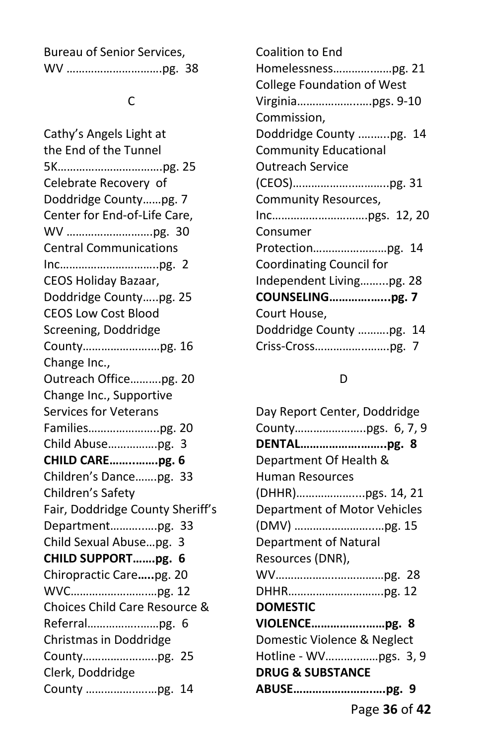Bureau of Senior Services, WV …………………………pg. 38

C

Cathy's Angels Light at the End of the Tunnel 5K……………………………pg. 25
Celebrate Recovery of Doddridge County……pg. 7
Center for End-of-Life Care, WV ……………………….pg. 30
Central Communications Inc…………………………..pg. 2
CEOS Holiday Bazaar, Doddridge County…..pg. 25
CEOS Low Cost Blood Screening, Doddridge County……………………pg. 16
Change Inc., Outreach Office……….pg. 20
Change Inc., Supportive Services for Veterans Families…………………..pg. 20
Child Abuse…………….pg. 3
**CHILD CARE………..….pg. 6**
Children's Dance…….pg. 33
Children's Safety Fair, Doddridge County Sheriff's Department……..……pg. 33
Child Sexual Abuse…pg. 3
**CHILD SUPPORT…….pg. 6**
Chiropractic Care**…..**pg. 20
WVC………………………pg. 12
Choices Child Care Resource & Referral…………………..pg. 6
Christmas in Doddridge County…………………..pg. 25
Clerk, Doddridge County …………………pg. 14

Coalition to End Homelessness…………..……pg. 21
College Foundation of West Virginia………………..…pgs. 9-10
Commission, Doddridge County ……….pg. 14
Community Educational Outreach Service (CEOS)……………….………..pg. 31
Community Resources, Inc…………………………pgs. 12, 20
Consumer Protection……………………pg. 14
Coordinating Council for Independent Living……...pg. 28
**COUNSELING……………....pg. 7**
Court House, Doddridge County ……….pg. 14
Criss-Cross……………..…….pg. 7

D

Day Report Center, Doddridge County…………………..pgs. 6, 7, 9
**DENTAL……………………..pg. 8**
Department Of Health & Human Resources (DHHR)…………………..pgs. 14, 21
Department of Motor Vehicles (DMV) ……………………..….pg. 15
Department of Natural Resources (DNR), WV……………….……………pg. 28
DHHR…………………………pg. 12
**DOMESTIC VIOLENCE…………….……pg. 8**
Domestic Violence & Neglect Hotline - WV……….…….pgs. 3, 9
**DRUG & SUBSTANCE ABUSE……………………….pg. 9**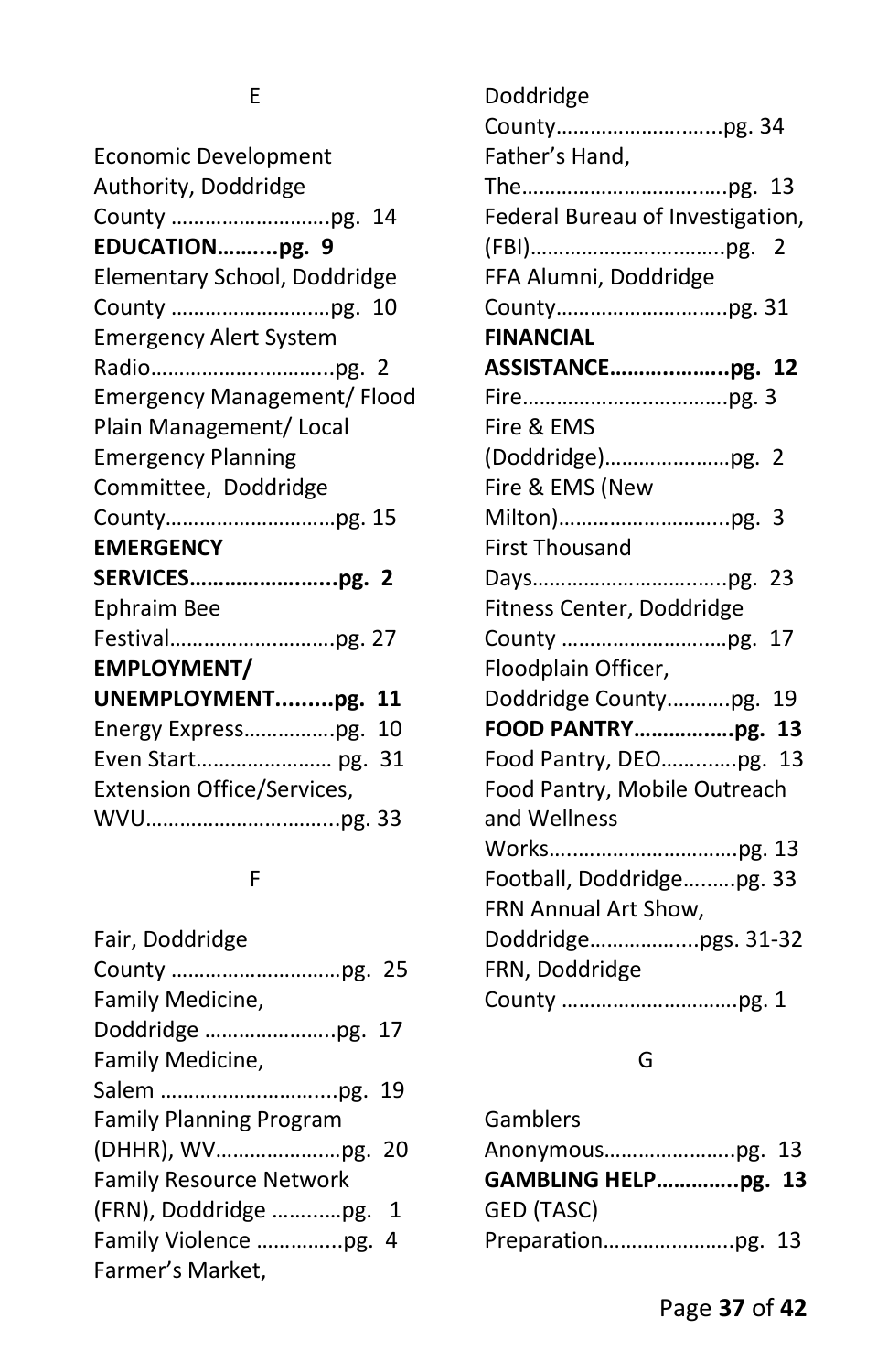E

Economic Development Authority, Doddridge County ……………………….pg. 14
**EDUCATION……....pg. 9**
Elementary School, Doddridge County ……………………….pg. 10
Emergency Alert System Radio…………….…………..pg. 2
Emergency Management/ Flood Plain Management/ Local Emergency Planning Committee, Doddridge County…………………………pg. 15
**EMERGENCY SERVICES……………….…...pg. 2**
Ephraim Bee Festival……………………….pg. 27
**EMPLOYMENT/ UNEMPLOYMENT.........pg. 11**
Energy Express…………….pg. 10
Even Start…………………… pg. 31
Extension Office/Services, WVU……………………………..pg. 33

F

Fair, Doddridge County …………………………pg. 25
Family Medicine, Doddridge …………………..pg. 17
Family Medicine, Salem …………………………..pg. 19
Family Planning Program (DHHR), WV…………………pg. 20
Family Resource Network (FRN), Doddridge …….…..pg. 1
Family Violence …………...pg. 4
Farmer's Market, Doddridge County……………………..…..pg. 34
Father's Hand, The…………………………….…..pg. 13
Federal Bureau of Investigation, (FBI)……………………….……..pg. 2
FFA Alumni, Doddridge County………………………….pg. 31
**FINANCIAL ASSISTANCE……………..…..pg. 12**
Fire…………………..…………..pg. 3
Fire & EMS (Doddridge)……………..……pg. 2
Fire & EMS (New Milton)……………………….…..pg. 3
First Thousand Days…………………….……..…..pg. 23
Fitness Center, Doddridge County ………………………..pg. 17
Floodplain Officer, Doddridge County………..pg. 19
**FOOD PANTRY…………….pg. 13**
Food Pantry, DEO….….……pg. 13
Food Pantry, Mobile Outreach and Wellness Works…..………………………pg. 13
Football, Doddridge….…..pg. 33
FRN Annual Art Show, Doddridge……………....pgs. 31-32
FRN, Doddridge County …………………………pg. 1

G

Gamblers Anonymous…………………..pg. 13
**GAMBLING HELP………...pg. 13**
GED (TASC) Preparation…………………..pg. 13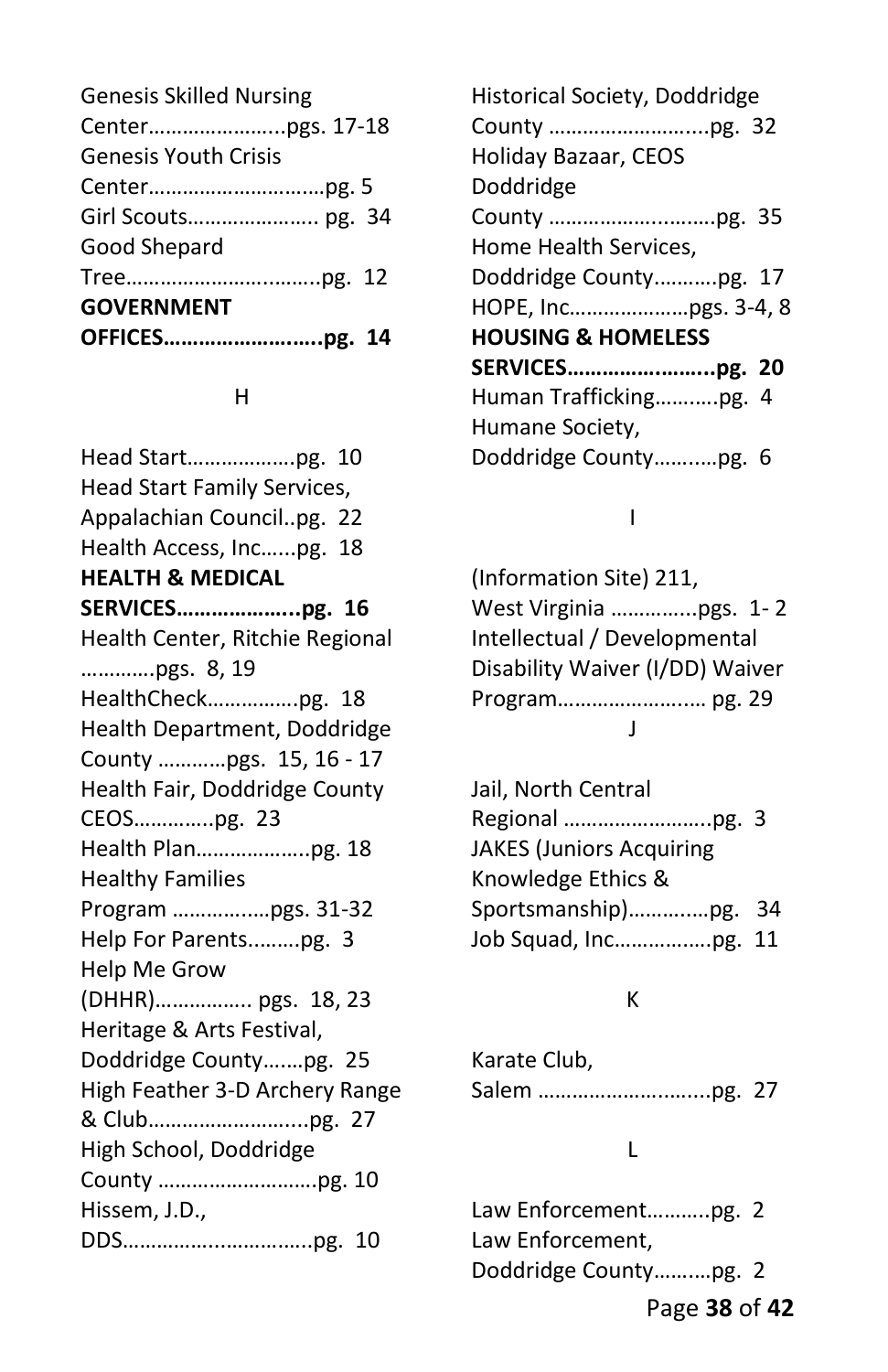Genesis Skilled Nursing Center……………………...pgs. 17-18
Genesis Youth Crisis Center…………………………pg. 5
Girl Scouts…………………. pg. 34
Good Shepard Tree…………………………..pg. 12
**GOVERNMENT OFFICES……………………..pg. 14**

H

Head Start………………pg. 10
Head Start Family Services, Appalachian Council..pg. 22
Health Access, Inc…...pg. 18
**HEALTH & MEDICAL SERVICES………………...pg. 16**
Health Center, Ritchie Regional ………….pgs. 8, 19
HealthCheck…………….pg. 18
Health Department, Doddridge County …………pgs. 15, 16 - 17
Health Fair, Doddridge County CEOS…………..pg. 23
Health Plan………………..pg. 18
Healthy Families Program ……………..pgs. 31-32
Help For Parents.........pg. 3
Help Me Grow (DHHR)……………. pgs. 18, 23
Heritage & Arts Festival, Doddridge County…….pg. 25
High Feather 3-D Archery Range & Club……………………...pg. 27
High School, Doddridge County ……………………….pg. 10
Hissem, J.D., DDS……………..…………..pg. 10

Historical Society, Doddridge County ……………………...pg. 32
Holiday Bazaar, CEOS Doddridge County ……………….……….pg. 35
Home Health Services, Doddridge County………..pg. 17
HOPE, Inc…………………pgs. 3-4, 8
**HOUSING & HOMELESS SERVICES…………………...pg. 20**
Human Trafficking………..pg. 4
Humane Society, Doddridge County……….pg. 6

I

(Information Site) 211, West Virginia …………...pgs. 1- 2
Intellectual / Developmental Disability Waiver (I/DD) Waiver Program…………………..… pg. 29

J

Jail, North Central Regional ……………………..pg. 3
JAKES (Juniors Acquiring Knowledge Ethics & Sportsmanship)…………..pg. 34
Job Squad, Inc…………….pg. 11

K

Karate Club, Salem ………………….……..pg. 27

L

Law Enforcement………..pg. 2
Law Enforcement, Doddridge County……….pg. 2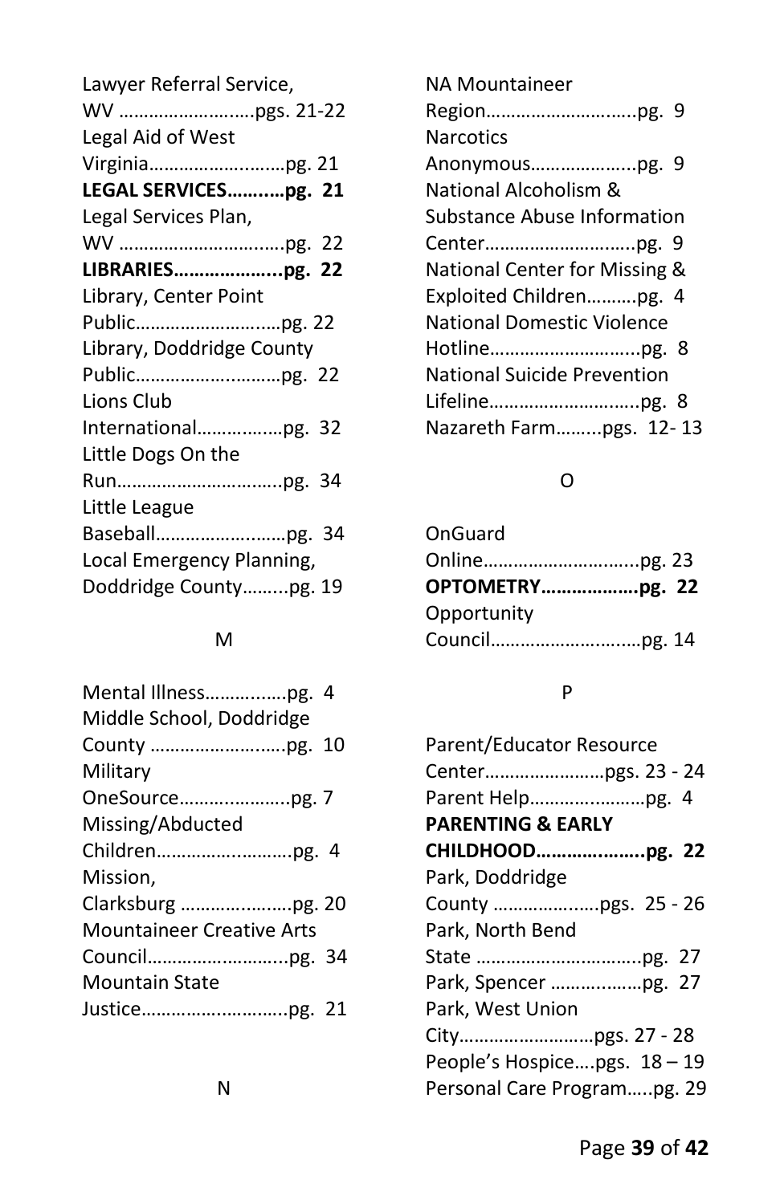Lawyer Referral Service, WV ……………………..pgs. 21-22
Legal Aid of West Virginia……………………..pg. 21
**LEGAL SERVICES……….pg. 21**
Legal Services Plan, WV …………………………..pg. 22
**LIBRARIES………………...pg. 22**
Library, Center Point Public……………………….pg. 22
Library, Doddridge County Public……………………….pg. 22
Lions Club International…………….pg. 32
Little Dogs On the Run…………………………..pg. 34
Little League Baseball……………………..pg. 34
Local Emergency Planning, Doddridge County……...pg. 19

M

Mental Illness…………….pg. 4
Middle School, Doddridge County ……………………..pg. 10
Military OneSource…………………..pg. 7
Missing/Abducted Children………………………pg. 4
Mission, Clarksburg …………………..pg. 20
Mountaineer Creative Arts Council……………………...pg. 34
Mountain State Justice………………………..pg. 21

N

NA Mountaineer Region………………………...pg. 9
Narcotics Anonymous………………...pg. 9
National Alcoholism & Substance Abuse Information Center………………………..pg. 9
National Center for Missing & Exploited Children……….pg. 4
National Domestic Violence Hotline………………………...pg. 8
National Suicide Prevention Lifeline………………………..pg. 8
Nazareth Farm……...pgs. 12- 13

O

OnGuard Online…………………………pg. 23
**OPTOMETRY………………pg. 22**
Opportunity Council……………………….pg. 14

P

Parent/Educator Resource Center……………………pgs. 23 - 24
Parent Help…………………..pg. 4
**PARENTING & EARLY CHILDHOOD………………...pg. 22**
Park, Doddridge County ………………..pgs. 25 - 26
Park, North Bend State …………………………..pg. 27
Park, Spencer ……………..pg. 27
Park, West Union City……………………..pgs. 27 - 28
People's Hospice….pgs. 18 – 19
Personal Care Program…..pg. 29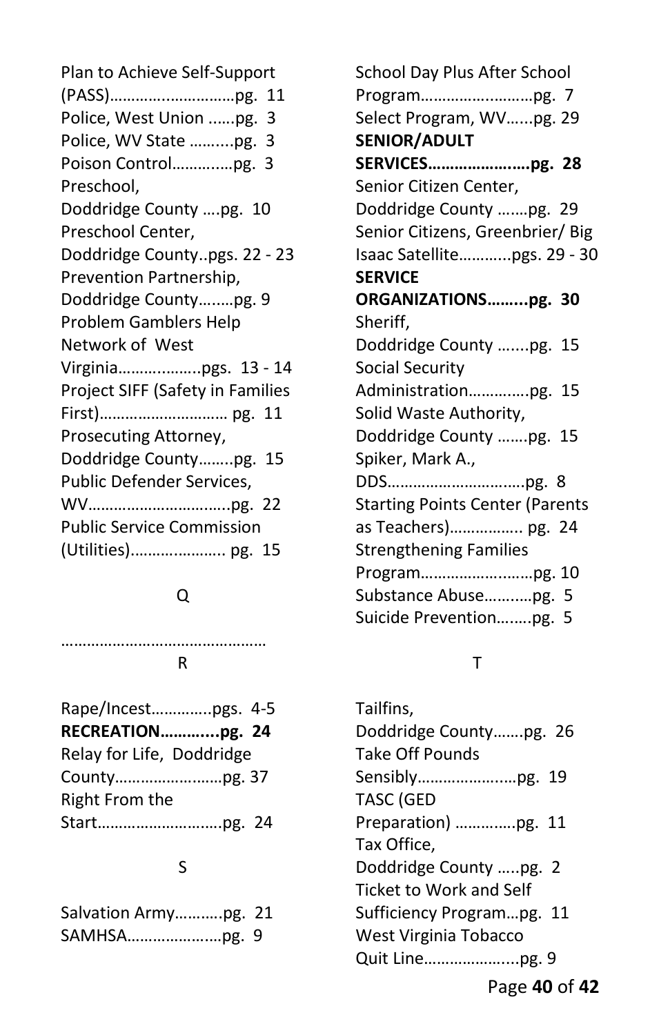Plan to Achieve Self-Support (PASS)……………………………pg. 11
Police, West Union ......pg. 3
Police, WV State ……....pg. 3
Poison Control………….pg. 3
Preschool, Doddridge County ….pg. 10
Preschool Center, Doddridge County..pgs. 22 - 23
Prevention Partnership, Doddridge County……..pg. 9
Problem Gamblers Help Network of West Virginia……………...pgs. 13 - 14
Project SIFF (Safety in Families First)………………………… pg. 11
Prosecuting Attorney, Doddridge County……..pg. 15
Public Defender Services, WV…………………………..pg. 22
Public Service Commission (Utilities)…………………. pg. 15

Q

…………………………………………

R

Rape/Incest…………..pgs. 4-5
**RECREATION………....pg. 24**
Relay for Life, Doddridge County…………………….pg. 37
Right From the Start……………………….pg. 24

S

Salvation Army……….pg. 21
SAMHSA…………………pg. 9
School Day Plus After School Program…………………….pg. 7
Select Program, WV…...pg. 29
**SENIOR/ADULT SERVICES…………………..pg. 28**
Senior Citizen Center, Doddridge County ……pg. 29
Senior Citizens, Greenbrier/ Big Isaac Satellite………..pgs. 29 - 30
**SERVICE ORGANIZATIONS……..pg. 30**
Sheriff, Doddridge County …....pg. 15
Social Security Administration…………..pg. 15
Solid Waste Authority, Doddridge County …….pg. 15
Spiker, Mark A., DDS…………………………..pg. 8
Starting Points Center (Parents as Teachers)…………….. pg. 24
Strengthening Families Program…………………….pg. 10
Substance Abuse……….pg. 5
Suicide Prevention…….pg. 5

T

Tailfins, Doddridge County…….pg. 26
Take Off Pounds Sensibly…………………..pg. 19
TASC (GED Preparation) …………..pg. 11
Tax Office, Doddridge County …..pg. 2
Ticket to Work and Self Sufficiency Program…pg. 11
West Virginia Tobacco Quit Line………………...pg. 9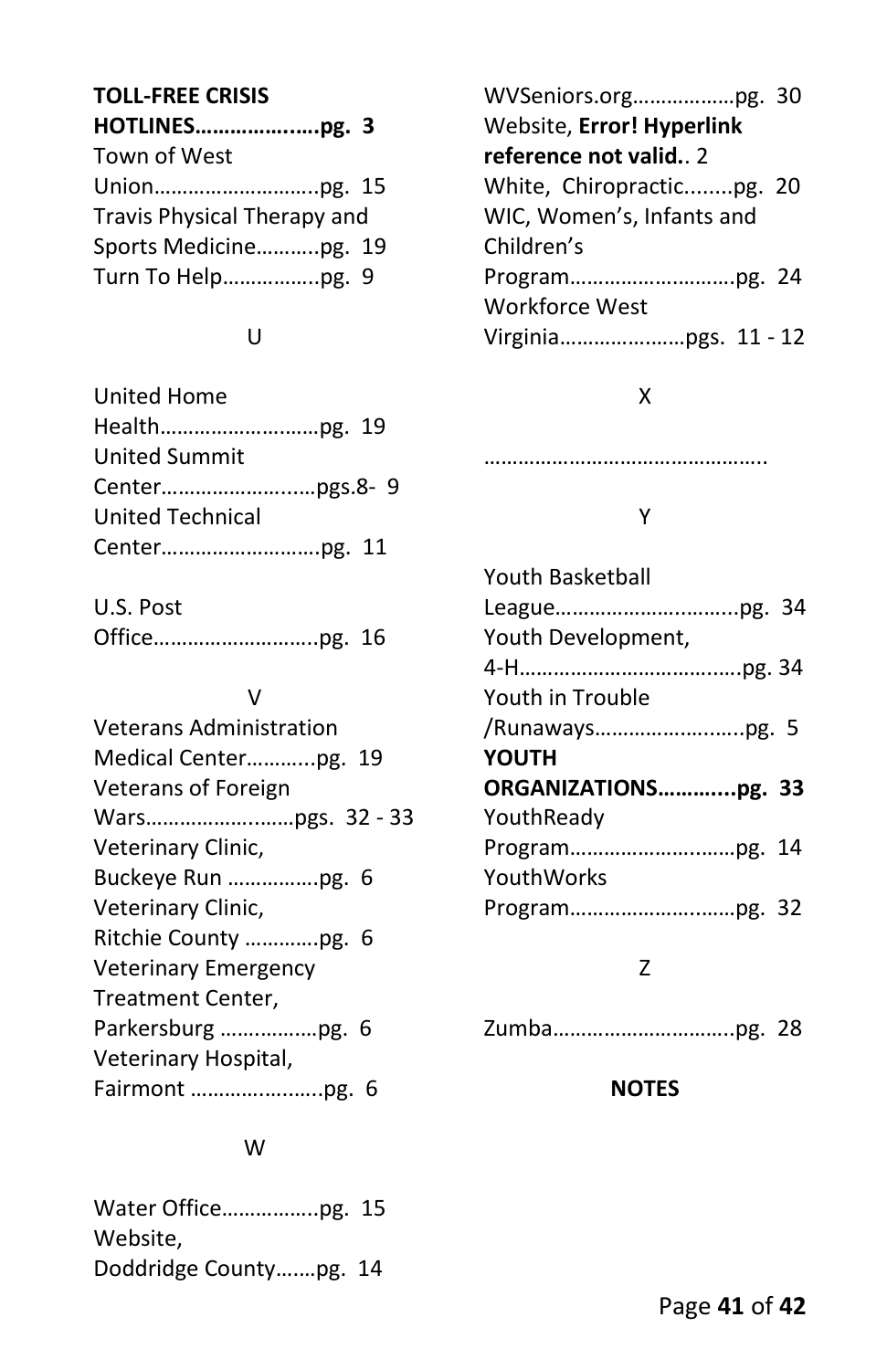**TOLL-FREE CRISIS HOTLINES………………..pg. 3**
Town of West Union………………………..pg. 15
Travis Physical Therapy and Sports Medicine………..pg. 19
Turn To Help……………..pg. 9

U

United Home Health………………………pg. 19
United Summit Center…………………..…pgs.8- 9
United Technical Center………………………pg. 11

U.S. Post Office………………………..pg. 16

V

Veterans Administration Medical Center………...pg. 19
Veterans of Foreign Wars…………………..…pgs. 32 - 33
Veterinary Clinic, Buckeye Run …………….pg. 6
Veterinary Clinic, Ritchie County ………….pg. 6
Veterinary Emergency Treatment Center, Parkersburg ……………..pg. 6
Veterinary Hospital, Fairmont ………………..pg. 6

W

Water Office……………..pg. 15
Website, Doddridge County…….pg. 14
WVSeniors.org………………pg. 30
Website, **Error! Hyperlink reference not valid.**. 2
White, Chiropractic........pg. 20
WIC, Women's, Infants and Children's Program……………………….pg. 24
Workforce West Virginia…………………pgs. 11 - 12

X

…………………………………………..

Y

Youth Basketball League…………………………..pg. 34
Youth Development, 4-H………………………………..pg. 34
Youth in Trouble /Runaways……………………..pg. 5
**YOUTH ORGANIZATIONS………...pg. 33**
YouthReady Program……………………..…pg. 14
YouthWorks Program……………………..…pg. 32

Z

Zumba…………………………..pg. 28

**NOTES**